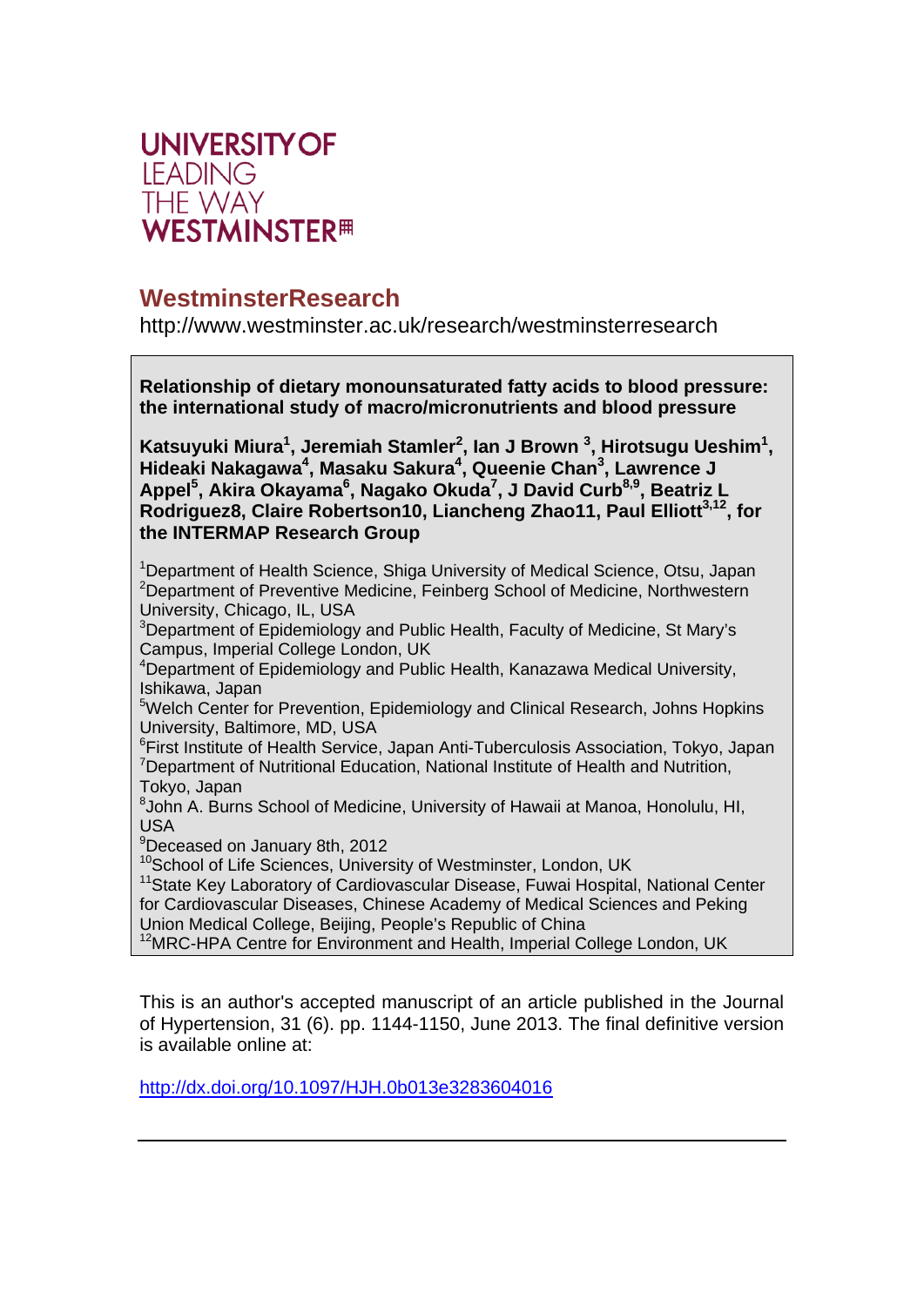UNIVERSITY OF
LEADING
THE WAY
WESTMINSTER

# WestminsterResearch

http://www.westminster.ac.uk/research/westminsterresearch

**Relationship of dietary monounsaturated fatty acids to blood pressure: the international study of macro/micronutrients and blood pressure**

**Katsuyuki Miura[1], Jeremiah Stamler[2], Ian J Brown [3], Hirotsugu Ueshim[1], Hideaki Nakagawa[4], Masaku Sakura[4], Queenie Chan[3], Lawrence J Appel[5], Akira Okayama[6], Nagako Okuda[7], J David Curb[8,9], Beatriz L Rodriguez8, Claire Robertson10, Liancheng Zhao11, Paul Elliott[3,12], for the INTERMAP Research Group**

[1]Department of Health Science, Shiga University of Medical Science, Otsu, Japan
[2]Department of Preventive Medicine, Feinberg School of Medicine, Northwestern University, Chicago, IL, USA
[3]Department of Epidemiology and Public Health, Faculty of Medicine, St Mary's Campus, Imperial College London, UK
[4]Department of Epidemiology and Public Health, Kanazawa Medical University, Ishikawa, Japan
[5]Welch Center for Prevention, Epidemiology and Clinical Research, Johns Hopkins University, Baltimore, MD, USA
[6]First Institute of Health Service, Japan Anti-Tuberculosis Association, Tokyo, Japan
[7]Department of Nutritional Education, National Institute of Health and Nutrition, Tokyo, Japan
[8]John A. Burns School of Medicine, University of Hawaii at Manoa, Honolulu, HI, USA
[9]Deceased on January 8th, 2012
[10]School of Life Sciences, University of Westminster, London, UK
[11]State Key Laboratory of Cardiovascular Disease, Fuwai Hospital, National Center for Cardiovascular Diseases, Chinese Academy of Medical Sciences and Peking Union Medical College, Beijing, People's Republic of China
[12]MRC-HPA Centre for Environment and Health, Imperial College London, UK

This is an author's accepted manuscript of an article published in the Journal of Hypertension, 31 (6). pp. 1144-1150, June 2013. The final definitive version is available online at:

http://dx.doi.org/10.1097/HJH.0b013e3283604016

---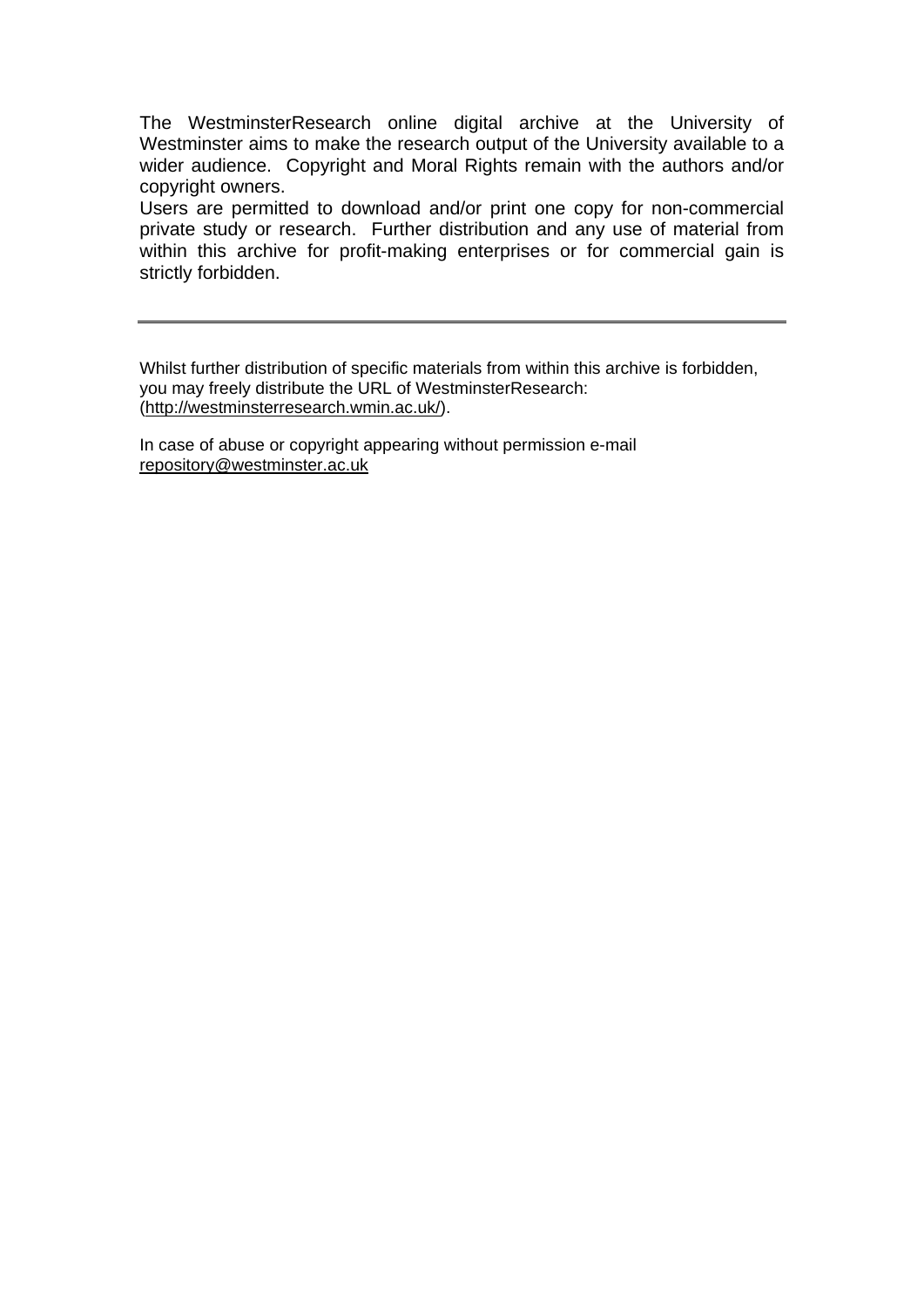The WestminsterResearch online digital archive at the University of Westminster aims to make the research output of the University available to a wider audience. Copyright and Moral Rights remain with the authors and/or copyright owners.

Users are permitted to download and/or print one copy for non-commercial private study or research. Further distribution and any use of material from within this archive for profit-making enterprises or for commercial gain is strictly forbidden.

---

Whilst further distribution of specific materials from within this archive is forbidden, you may freely distribute the URL of WestminsterResearch: (http://westminsterresearch.wmin.ac.uk/).

In case of abuse or copyright appearing without permission e-mail repository@westminster.ac.uk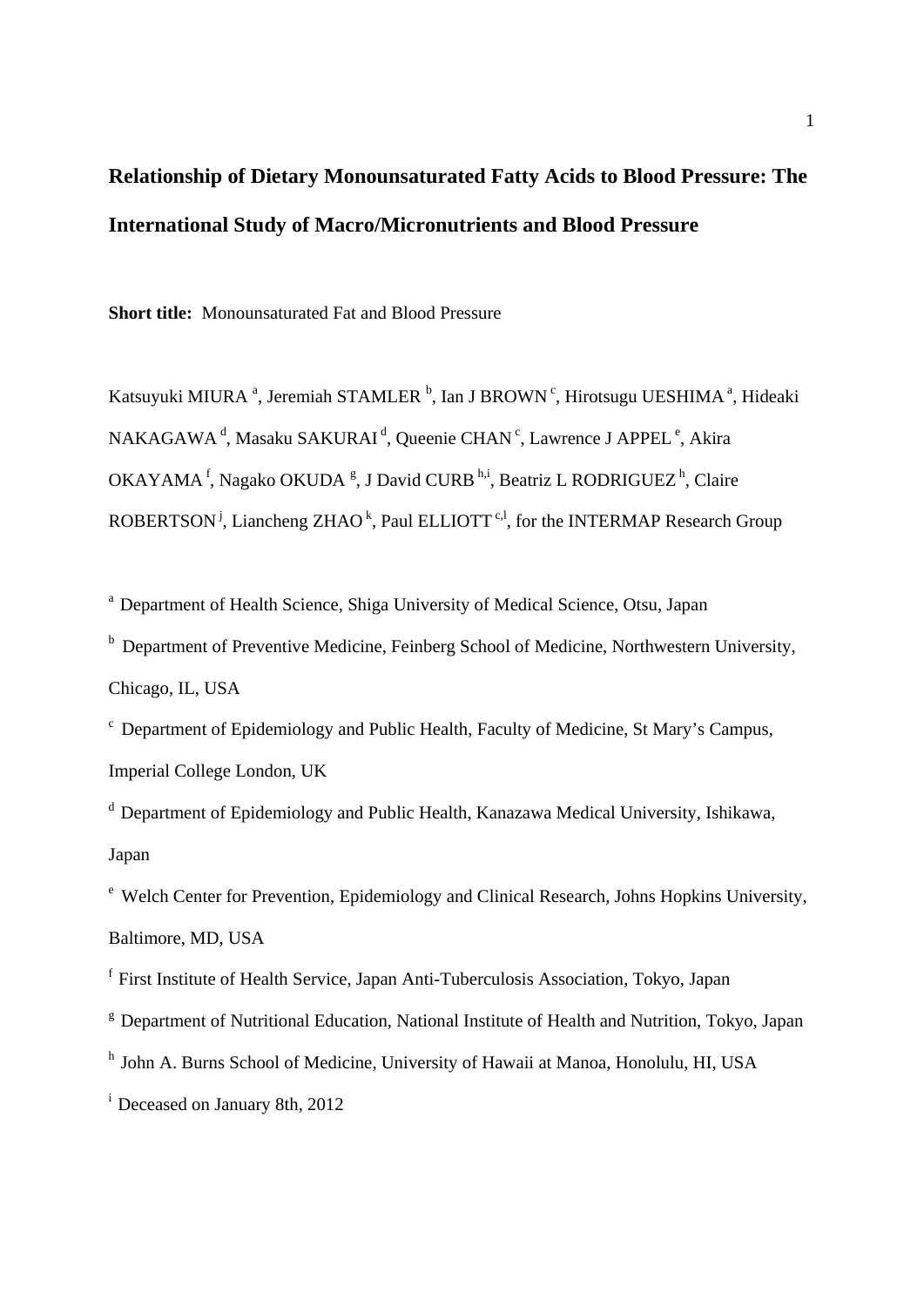# Relationship of Dietary Monounsaturated Fatty Acids to Blood Pressure: The International Study of Macro/Micronutrients and Blood Pressure

**Short title:** Monounsaturated Fat and Blood Pressure

Katsuyuki MIURA [a], Jeremiah STAMLER [b], Ian J BROWN [c], Hirotsugu UESHIMA [a], Hideaki NAKAGAWA [d], Masaku SAKURAI [d], Queenie CHAN [c], Lawrence J APPEL [e], Akira OKAYAMA [f], Nagako OKUDA [g], J David CURB [h,i], Beatriz L RODRIGUEZ [h], Claire ROBERTSON [j], Liancheng ZHAO [k], Paul ELLIOTT [c,l], for the INTERMAP Research Group

[a] Department of Health Science, Shiga University of Medical Science, Otsu, Japan

[b] Department of Preventive Medicine, Feinberg School of Medicine, Northwestern University, Chicago, IL, USA

[c] Department of Epidemiology and Public Health, Faculty of Medicine, St Mary's Campus, Imperial College London, UK

[d] Department of Epidemiology and Public Health, Kanazawa Medical University, Ishikawa, Japan

[e] Welch Center for Prevention, Epidemiology and Clinical Research, Johns Hopkins University, Baltimore, MD, USA

[f] First Institute of Health Service, Japan Anti-Tuberculosis Association, Tokyo, Japan

[g] Department of Nutritional Education, National Institute of Health and Nutrition, Tokyo, Japan

[h] John A. Burns School of Medicine, University of Hawaii at Manoa, Honolulu, HI, USA

[i] Deceased on January 8th, 2012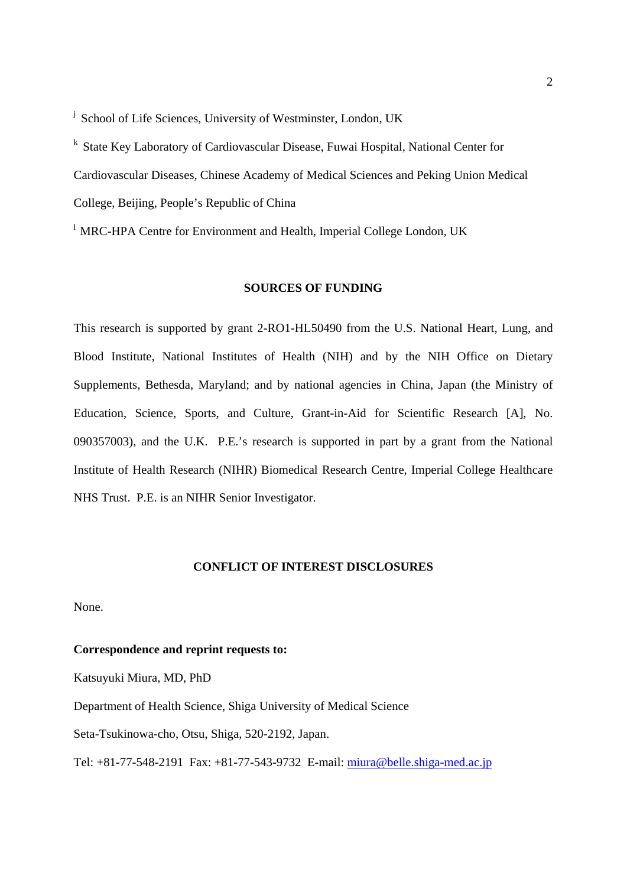[j] School of Life Sciences, University of Westminster, London, UK

[k] State Key Laboratory of Cardiovascular Disease, Fuwai Hospital, National Center for Cardiovascular Diseases, Chinese Academy of Medical Sciences and Peking Union Medical College, Beijing, People's Republic of China

[l] MRC-HPA Centre for Environment and Health, Imperial College London, UK

## SOURCES OF FUNDING

This research is supported by grant 2-RO1-HL50490 from the U.S. National Heart, Lung, and Blood Institute, National Institutes of Health (NIH) and by the NIH Office on Dietary Supplements, Bethesda, Maryland; and by national agencies in China, Japan (the Ministry of Education, Science, Sports, and Culture, Grant-in-Aid for Scientific Research [A], No. 090357003), and the U.K. P.E.'s research is supported in part by a grant from the National Institute of Health Research (NIHR) Biomedical Research Centre, Imperial College Healthcare NHS Trust. P.E. is an NIHR Senior Investigator.

## CONFLICT OF INTEREST DISCLOSURES

None.

**Correspondence and reprint requests to:**

Katsuyuki Miura, MD, PhD

Department of Health Science, Shiga University of Medical Science

Seta-Tsukinowa-cho, Otsu, Shiga, 520-2192, Japan.

Tel: +81-77-548-2191 Fax: +81-77-543-9732 E-mail: miura@belle.shiga-med.ac.jp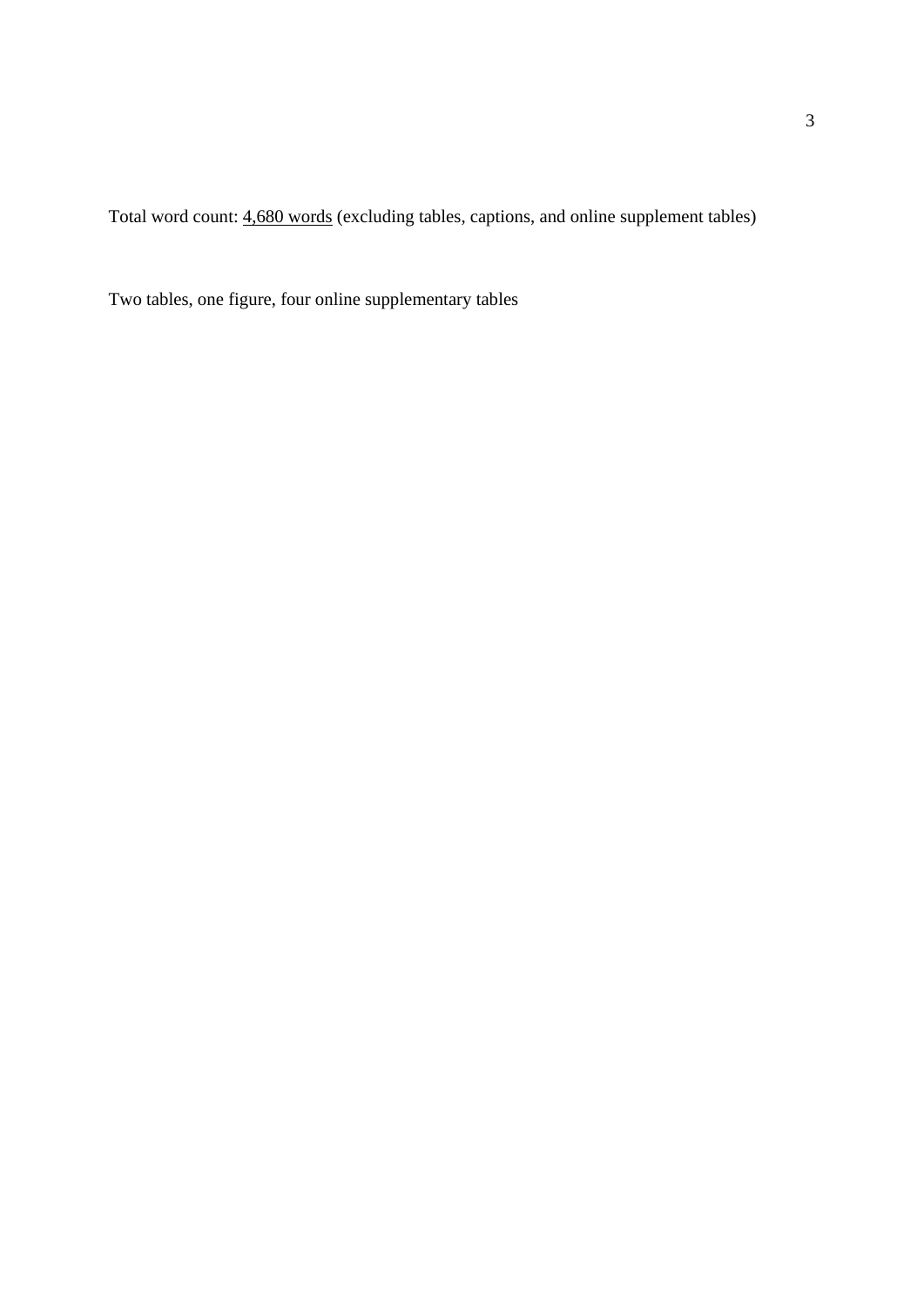Total word count: 4,680 words (excluding tables, captions, and online supplement tables)

Two tables, one figure, four online supplementary tables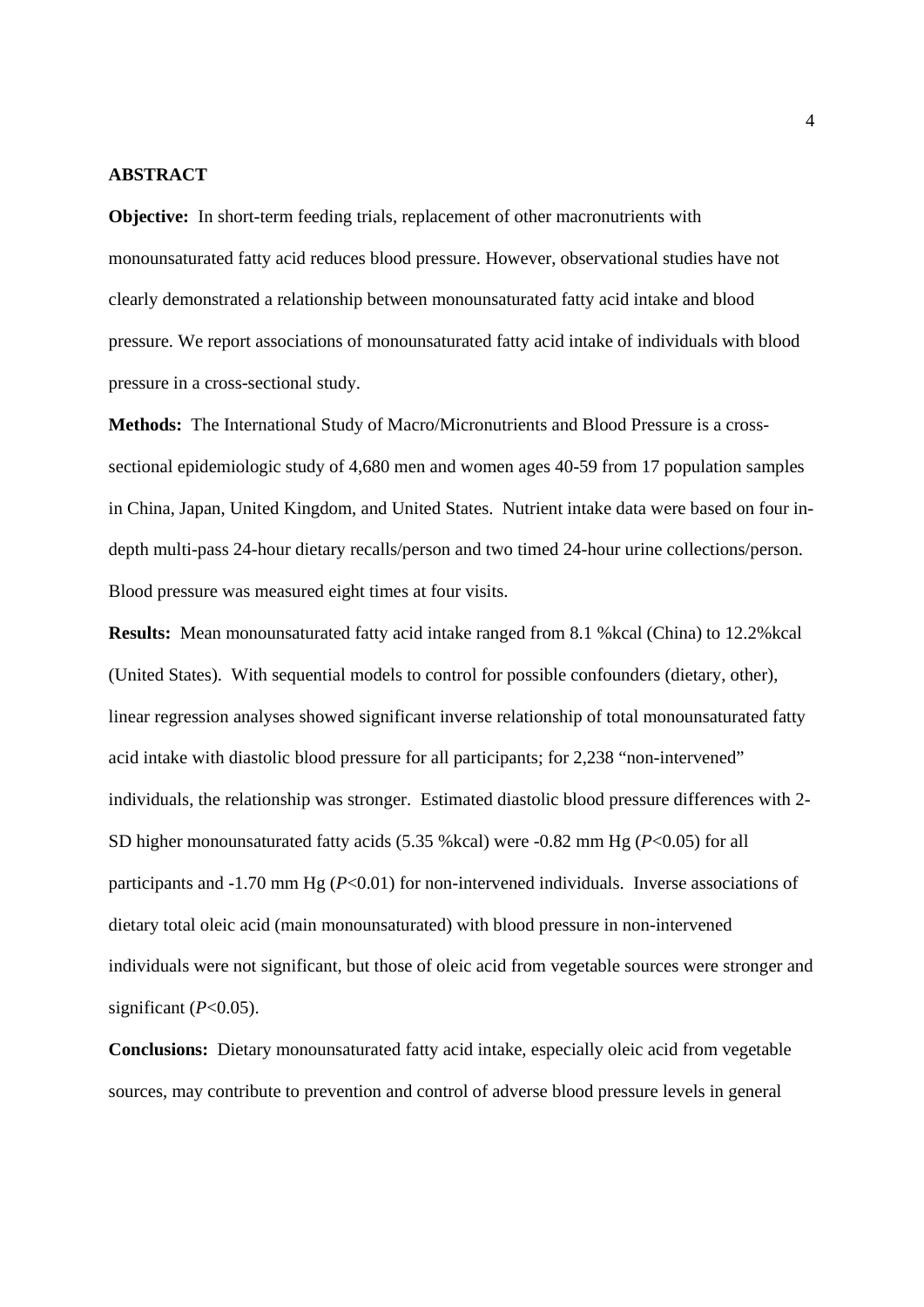**ABSTRACT**

**Objective:** In short-term feeding trials, replacement of other macronutrients with monounsaturated fatty acid reduces blood pressure. However, observational studies have not clearly demonstrated a relationship between monounsaturated fatty acid intake and blood pressure. We report associations of monounsaturated fatty acid intake of individuals with blood pressure in a cross-sectional study.

**Methods:** The International Study of Macro/Micronutrients and Blood Pressure is a cross-sectional epidemiologic study of 4,680 men and women ages 40-59 from 17 population samples in China, Japan, United Kingdom, and United States. Nutrient intake data were based on four in-depth multi-pass 24-hour dietary recalls/person and two timed 24-hour urine collections/person. Blood pressure was measured eight times at four visits.

**Results:** Mean monounsaturated fatty acid intake ranged from 8.1 %kcal (China) to 12.2%kcal (United States). With sequential models to control for possible confounders (dietary, other), linear regression analyses showed significant inverse relationship of total monounsaturated fatty acid intake with diastolic blood pressure for all participants; for 2,238 "non-intervened" individuals, the relationship was stronger. Estimated diastolic blood pressure differences with 2-SD higher monounsaturated fatty acids (5.35 %kcal) were -0.82 mm Hg ($P$<0.05) for all participants and -1.70 mm Hg ($P$<0.01) for non-intervened individuals. Inverse associations of dietary total oleic acid (main monounsaturated) with blood pressure in non-intervened individuals were not significant, but those of oleic acid from vegetable sources were stronger and significant ($P$<0.05).

**Conclusions:** Dietary monounsaturated fatty acid intake, especially oleic acid from vegetable sources, may contribute to prevention and control of adverse blood pressure levels in general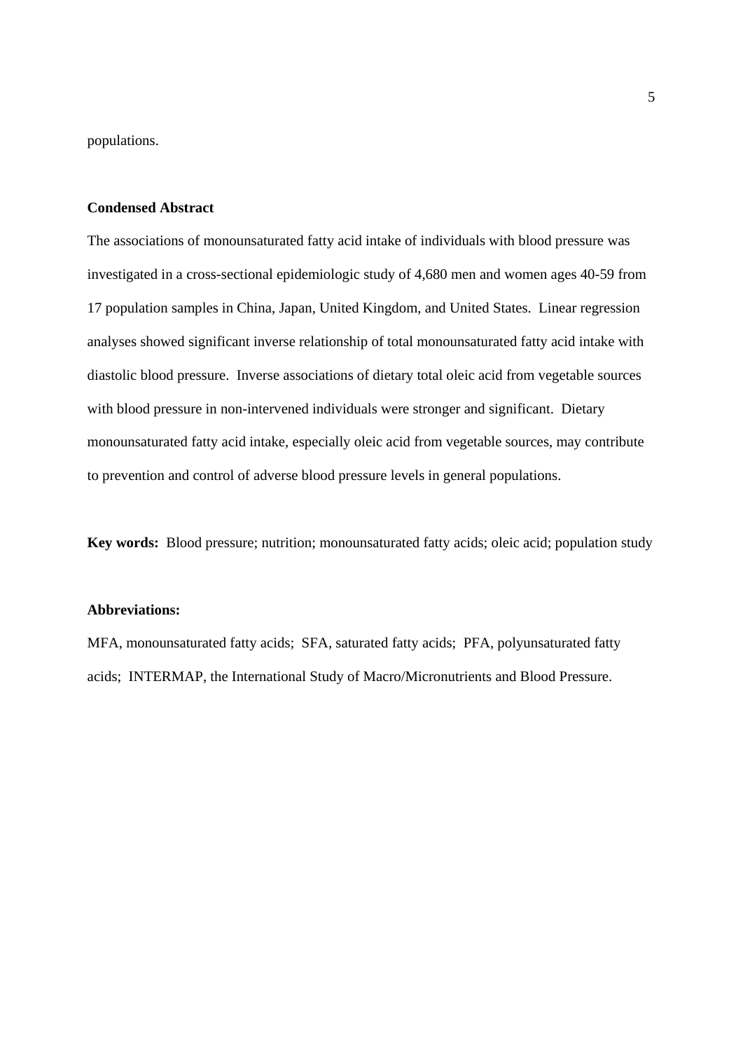populations.

**Condensed Abstract**

The associations of monounsaturated fatty acid intake of individuals with blood pressure was investigated in a cross-sectional epidemiologic study of 4,680 men and women ages 40-59 from 17 population samples in China, Japan, United Kingdom, and United States. Linear regression analyses showed significant inverse relationship of total monounsaturated fatty acid intake with diastolic blood pressure. Inverse associations of dietary total oleic acid from vegetable sources with blood pressure in non-intervened individuals were stronger and significant. Dietary monounsaturated fatty acid intake, especially oleic acid from vegetable sources, may contribute to prevention and control of adverse blood pressure levels in general populations.

**Key words:** Blood pressure; nutrition; monounsaturated fatty acids; oleic acid; population study

**Abbreviations:**

MFA, monounsaturated fatty acids; SFA, saturated fatty acids; PFA, polyunsaturated fatty acids; INTERMAP, the International Study of Macro/Micronutrients and Blood Pressure.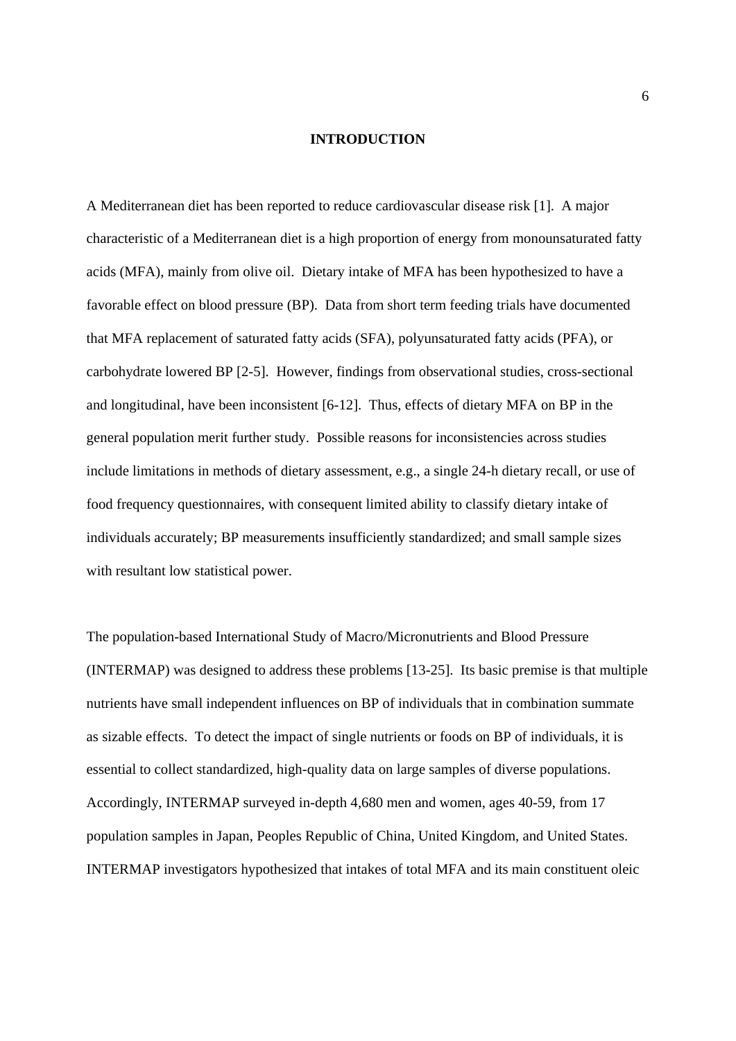## INTRODUCTION

A Mediterranean diet has been reported to reduce cardiovascular disease risk [1]. A major characteristic of a Mediterranean diet is a high proportion of energy from monounsaturated fatty acids (MFA), mainly from olive oil. Dietary intake of MFA has been hypothesized to have a favorable effect on blood pressure (BP). Data from short term feeding trials have documented that MFA replacement of saturated fatty acids (SFA), polyunsaturated fatty acids (PFA), or carbohydrate lowered BP [2-5]. However, findings from observational studies, cross-sectional and longitudinal, have been inconsistent [6-12]. Thus, effects of dietary MFA on BP in the general population merit further study. Possible reasons for inconsistencies across studies include limitations in methods of dietary assessment, e.g., a single 24-h dietary recall, or use of food frequency questionnaires, with consequent limited ability to classify dietary intake of individuals accurately; BP measurements insufficiently standardized; and small sample sizes with resultant low statistical power.

The population-based International Study of Macro/Micronutrients and Blood Pressure (INTERMAP) was designed to address these problems [13-25]. Its basic premise is that multiple nutrients have small independent influences on BP of individuals that in combination summate as sizable effects. To detect the impact of single nutrients or foods on BP of individuals, it is essential to collect standardized, high-quality data on large samples of diverse populations. Accordingly, INTERMAP surveyed in-depth 4,680 men and women, ages 40-59, from 17 population samples in Japan, Peoples Republic of China, United Kingdom, and United States. INTERMAP investigators hypothesized that intakes of total MFA and its main constituent oleic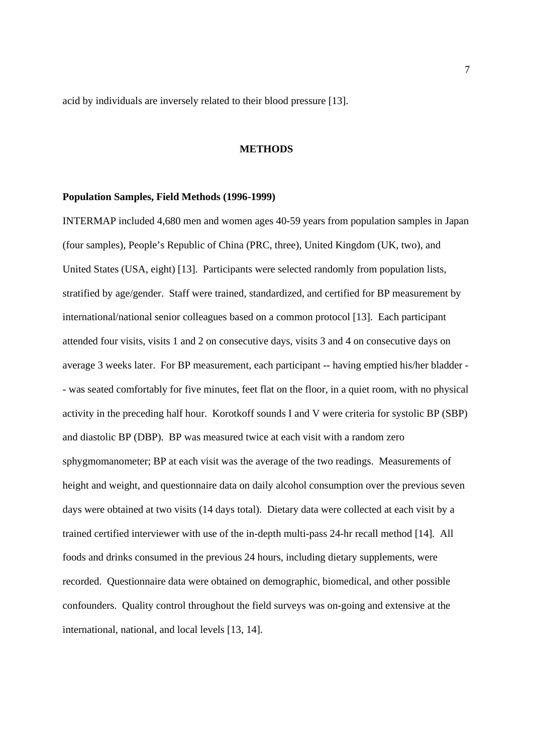acid by individuals are inversely related to their blood pressure [13].

## METHODS

### Population Samples, Field Methods (1996-1999)

INTERMAP included 4,680 men and women ages 40-59 years from population samples in Japan (four samples), People's Republic of China (PRC, three), United Kingdom (UK, two), and United States (USA, eight) [13]. Participants were selected randomly from population lists, stratified by age/gender. Staff were trained, standardized, and certified for BP measurement by international/national senior colleagues based on a common protocol [13]. Each participant attended four visits, visits 1 and 2 on consecutive days, visits 3 and 4 on consecutive days on average 3 weeks later. For BP measurement, each participant -- having emptied his/her bladder -- was seated comfortably for five minutes, feet flat on the floor, in a quiet room, with no physical activity in the preceding half hour. Korotkoff sounds I and V were criteria for systolic BP (SBP) and diastolic BP (DBP). BP was measured twice at each visit with a random zero sphygmomanometer; BP at each visit was the average of the two readings. Measurements of height and weight, and questionnaire data on daily alcohol consumption over the previous seven days were obtained at two visits (14 days total). Dietary data were collected at each visit by a trained certified interviewer with use of the in-depth multi-pass 24-hr recall method [14]. All foods and drinks consumed in the previous 24 hours, including dietary supplements, were recorded. Questionnaire data were obtained on demographic, biomedical, and other possible confounders. Quality control throughout the field surveys was on-going and extensive at the international, national, and local levels [13, 14].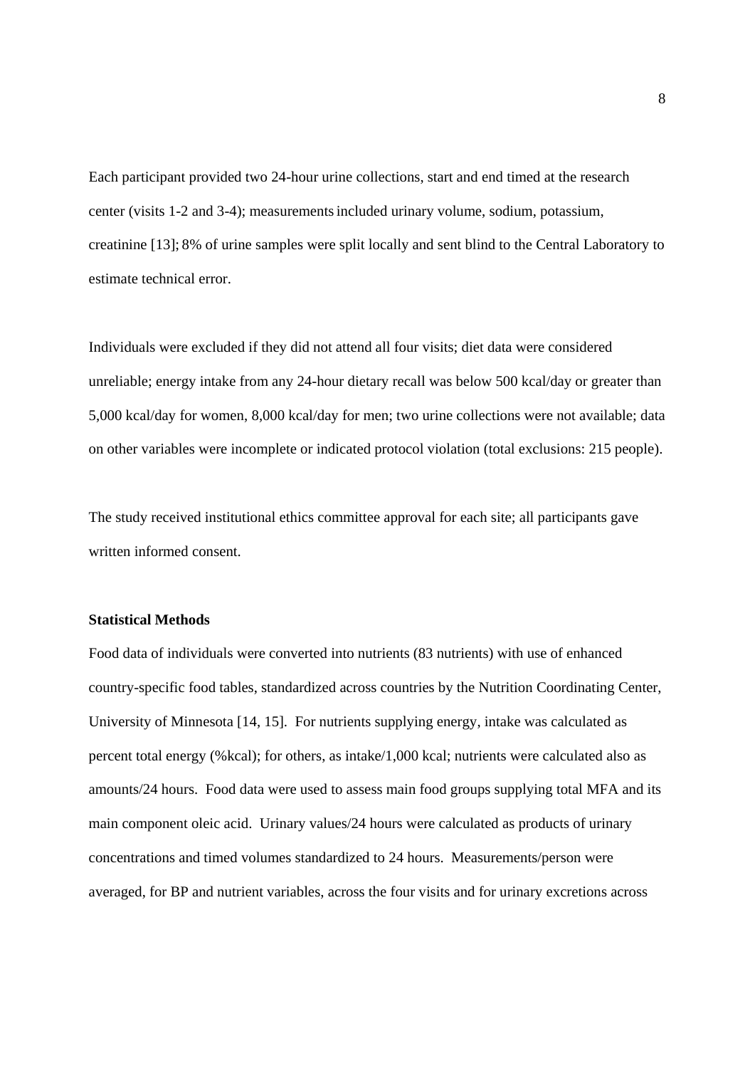Each participant provided two 24-hour urine collections, start and end timed at the research center (visits 1-2 and 3-4); measurements included urinary volume, sodium, potassium, creatinine [13]; 8% of urine samples were split locally and sent blind to the Central Laboratory to estimate technical error.

Individuals were excluded if they did not attend all four visits; diet data were considered unreliable; energy intake from any 24-hour dietary recall was below 500 kcal/day or greater than 5,000 kcal/day for women, 8,000 kcal/day for men; two urine collections were not available; data on other variables were incomplete or indicated protocol violation (total exclusions: 215 people).

The study received institutional ethics committee approval for each site; all participants gave written informed consent.

**Statistical Methods**

Food data of individuals were converted into nutrients (83 nutrients) with use of enhanced country-specific food tables, standardized across countries by the Nutrition Coordinating Center, University of Minnesota [14, 15]. For nutrients supplying energy, intake was calculated as percent total energy (%kcal); for others, as intake/1,000 kcal; nutrients were calculated also as amounts/24 hours. Food data were used to assess main food groups supplying total MFA and its main component oleic acid. Urinary values/24 hours were calculated as products of urinary concentrations and timed volumes standardized to 24 hours. Measurements/person were averaged, for BP and nutrient variables, across the four visits and for urinary excretions across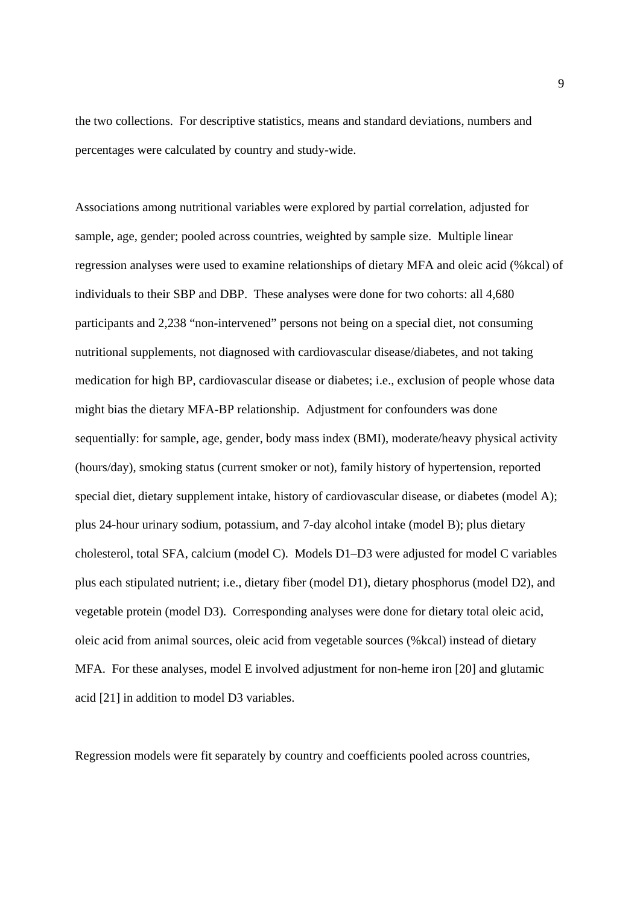the two collections. For descriptive statistics, means and standard deviations, numbers and percentages were calculated by country and study-wide.

Associations among nutritional variables were explored by partial correlation, adjusted for sample, age, gender; pooled across countries, weighted by sample size. Multiple linear regression analyses were used to examine relationships of dietary MFA and oleic acid (%kcal) of individuals to their SBP and DBP. These analyses were done for two cohorts: all 4,680 participants and 2,238 "non-intervened" persons not being on a special diet, not consuming nutritional supplements, not diagnosed with cardiovascular disease/diabetes, and not taking medication for high BP, cardiovascular disease or diabetes; i.e., exclusion of people whose data might bias the dietary MFA-BP relationship. Adjustment for confounders was done sequentially: for sample, age, gender, body mass index (BMI), moderate/heavy physical activity (hours/day), smoking status (current smoker or not), family history of hypertension, reported special diet, dietary supplement intake, history of cardiovascular disease, or diabetes (model A); plus 24-hour urinary sodium, potassium, and 7-day alcohol intake (model B); plus dietary cholesterol, total SFA, calcium (model C). Models D1–D3 were adjusted for model C variables plus each stipulated nutrient; i.e., dietary fiber (model D1), dietary phosphorus (model D2), and vegetable protein (model D3). Corresponding analyses were done for dietary total oleic acid, oleic acid from animal sources, oleic acid from vegetable sources (%kcal) instead of dietary MFA. For these analyses, model E involved adjustment for non-heme iron [20] and glutamic acid [21] in addition to model D3 variables.

Regression models were fit separately by country and coefficients pooled across countries,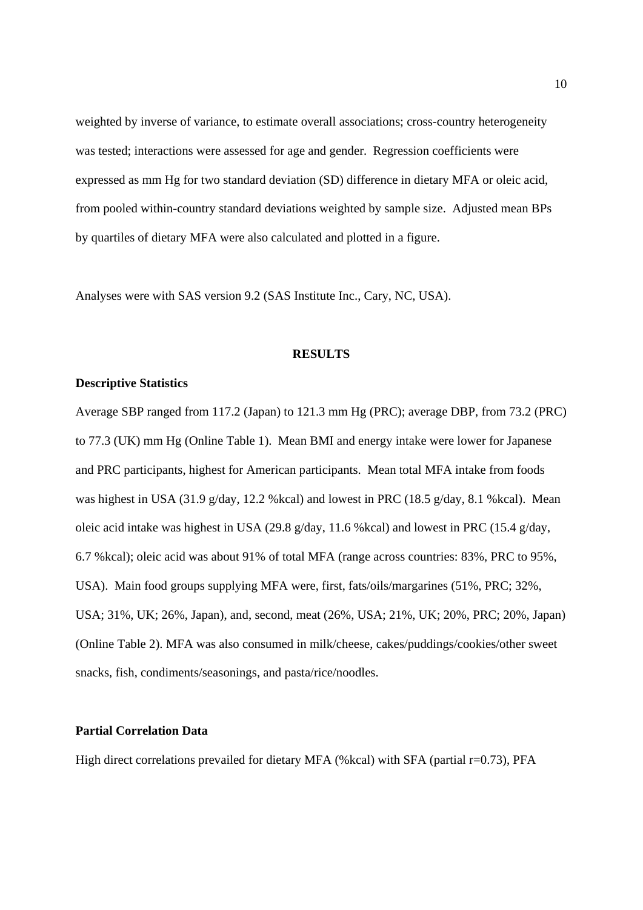weighted by inverse of variance, to estimate overall associations; cross-country heterogeneity was tested; interactions were assessed for age and gender. Regression coefficients were expressed as mm Hg for two standard deviation (SD) difference in dietary MFA or oleic acid, from pooled within-country standard deviations weighted by sample size. Adjusted mean BPs by quartiles of dietary MFA were also calculated and plotted in a figure.

Analyses were with SAS version 9.2 (SAS Institute Inc., Cary, NC, USA).

## RESULTS

### Descriptive Statistics

Average SBP ranged from 117.2 (Japan) to 121.3 mm Hg (PRC); average DBP, from 73.2 (PRC) to 77.3 (UK) mm Hg (Online Table 1). Mean BMI and energy intake were lower for Japanese and PRC participants, highest for American participants. Mean total MFA intake from foods was highest in USA (31.9 g/day, 12.2 %kcal) and lowest in PRC (18.5 g/day, 8.1 %kcal). Mean oleic acid intake was highest in USA (29.8 g/day, 11.6 %kcal) and lowest in PRC (15.4 g/day, 6.7 %kcal); oleic acid was about 91% of total MFA (range across countries: 83%, PRC to 95%, USA). Main food groups supplying MFA were, first, fats/oils/margarines (51%, PRC; 32%, USA; 31%, UK; 26%, Japan), and, second, meat (26%, USA; 21%, UK; 20%, PRC; 20%, Japan) (Online Table 2). MFA was also consumed in milk/cheese, cakes/puddings/cookies/other sweet snacks, fish, condiments/seasonings, and pasta/rice/noodles.

### Partial Correlation Data

High direct correlations prevailed for dietary MFA (%kcal) with SFA (partial r=0.73), PFA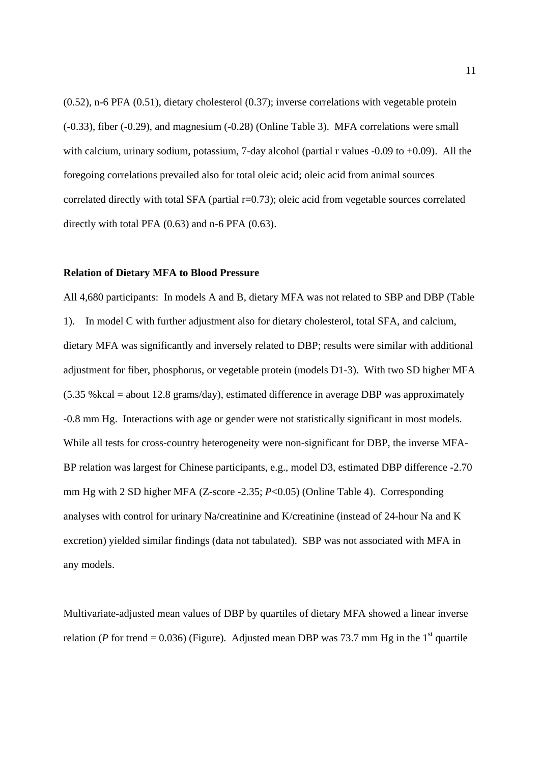(0.52), n-6 PFA (0.51), dietary cholesterol (0.37); inverse correlations with vegetable protein (-0.33), fiber (-0.29), and magnesium (-0.28) (Online Table 3). MFA correlations were small with calcium, urinary sodium, potassium, 7-day alcohol (partial r values -0.09 to +0.09). All the foregoing correlations prevailed also for total oleic acid; oleic acid from animal sources correlated directly with total SFA (partial r=0.73); oleic acid from vegetable sources correlated directly with total PFA (0.63) and n-6 PFA (0.63).

**Relation of Dietary MFA to Blood Pressure**

All 4,680 participants: In models A and B, dietary MFA was not related to SBP and DBP (Table 1). In model C with further adjustment also for dietary cholesterol, total SFA, and calcium, dietary MFA was significantly and inversely related to DBP; results were similar with additional adjustment for fiber, phosphorus, or vegetable protein (models D1-3). With two SD higher MFA (5.35 %kcal = about 12.8 grams/day), estimated difference in average DBP was approximately -0.8 mm Hg. Interactions with age or gender were not statistically significant in most models. While all tests for cross-country heterogeneity were non-significant for DBP, the inverse MFA-BP relation was largest for Chinese participants, e.g., model D3, estimated DBP difference -2.70 mm Hg with 2 SD higher MFA (Z-score -2.35; $P$<0.05) (Online Table 4). Corresponding analyses with control for urinary Na/creatinine and K/creatinine (instead of 24-hour Na and K excretion) yielded similar findings (data not tabulated). SBP was not associated with MFA in any models.

Multivariate-adjusted mean values of DBP by quartiles of dietary MFA showed a linear inverse relation ($P$ for trend = 0.036) (Figure). Adjusted mean DBP was 73.7 mm Hg in the 1st quartile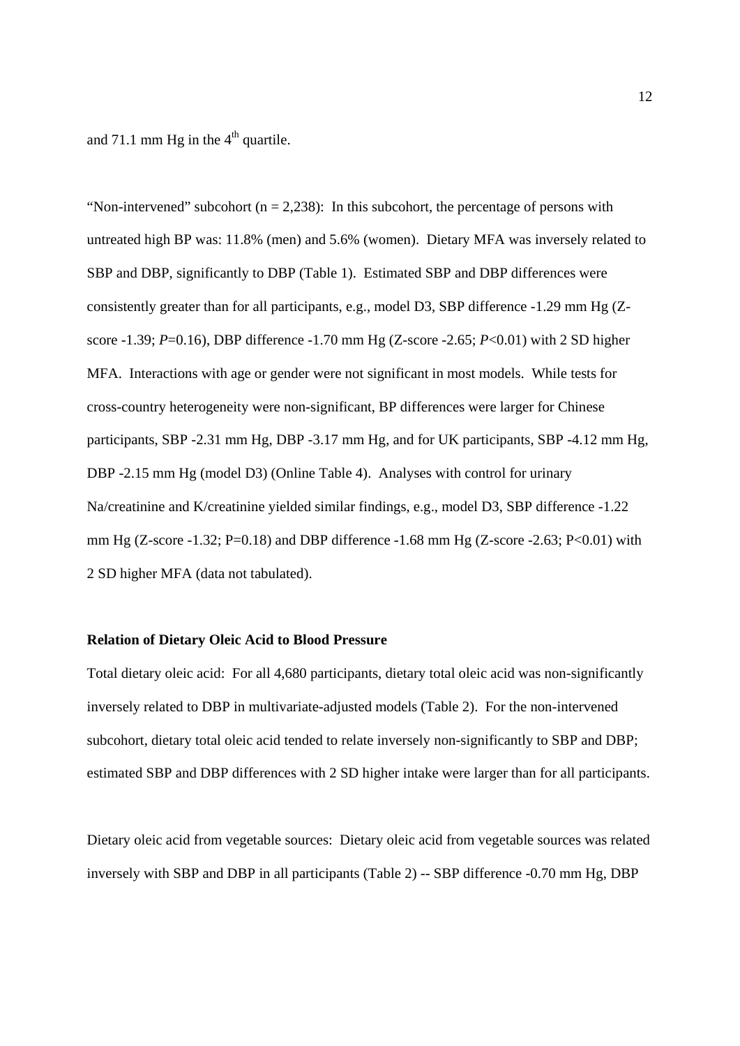and 71.1 mm Hg in the $4^{th}$ quartile.

"Non-intervened" subcohort (n = 2,238): In this subcohort, the percentage of persons with untreated high BP was: 11.8% (men) and 5.6% (women). Dietary MFA was inversely related to SBP and DBP, significantly to DBP (Table 1). Estimated SBP and DBP differences were consistently greater than for all participants, e.g., model D3, SBP difference -1.29 mm Hg (Z-score -1.39; $P$=0.16), DBP difference -1.70 mm Hg (Z-score -2.65; $P$<0.01) with 2 SD higher MFA. Interactions with age or gender were not significant in most models. While tests for cross-country heterogeneity were non-significant, BP differences were larger for Chinese participants, SBP -2.31 mm Hg, DBP -3.17 mm Hg, and for UK participants, SBP -4.12 mm Hg, DBP -2.15 mm Hg (model D3) (Online Table 4). Analyses with control for urinary Na/creatinine and K/creatinine yielded similar findings, e.g., model D3, SBP difference -1.22 mm Hg (Z-score -1.32; P=0.18) and DBP difference -1.68 mm Hg (Z-score -2.63; P<0.01) with 2 SD higher MFA (data not tabulated).

**Relation of Dietary Oleic Acid to Blood Pressure**

Total dietary oleic acid: For all 4,680 participants, dietary total oleic acid was non-significantly inversely related to DBP in multivariate-adjusted models (Table 2). For the non-intervened subcohort, dietary total oleic acid tended to relate inversely non-significantly to SBP and DBP; estimated SBP and DBP differences with 2 SD higher intake were larger than for all participants.

Dietary oleic acid from vegetable sources: Dietary oleic acid from vegetable sources was related inversely with SBP and DBP in all participants (Table 2) -- SBP difference -0.70 mm Hg, DBP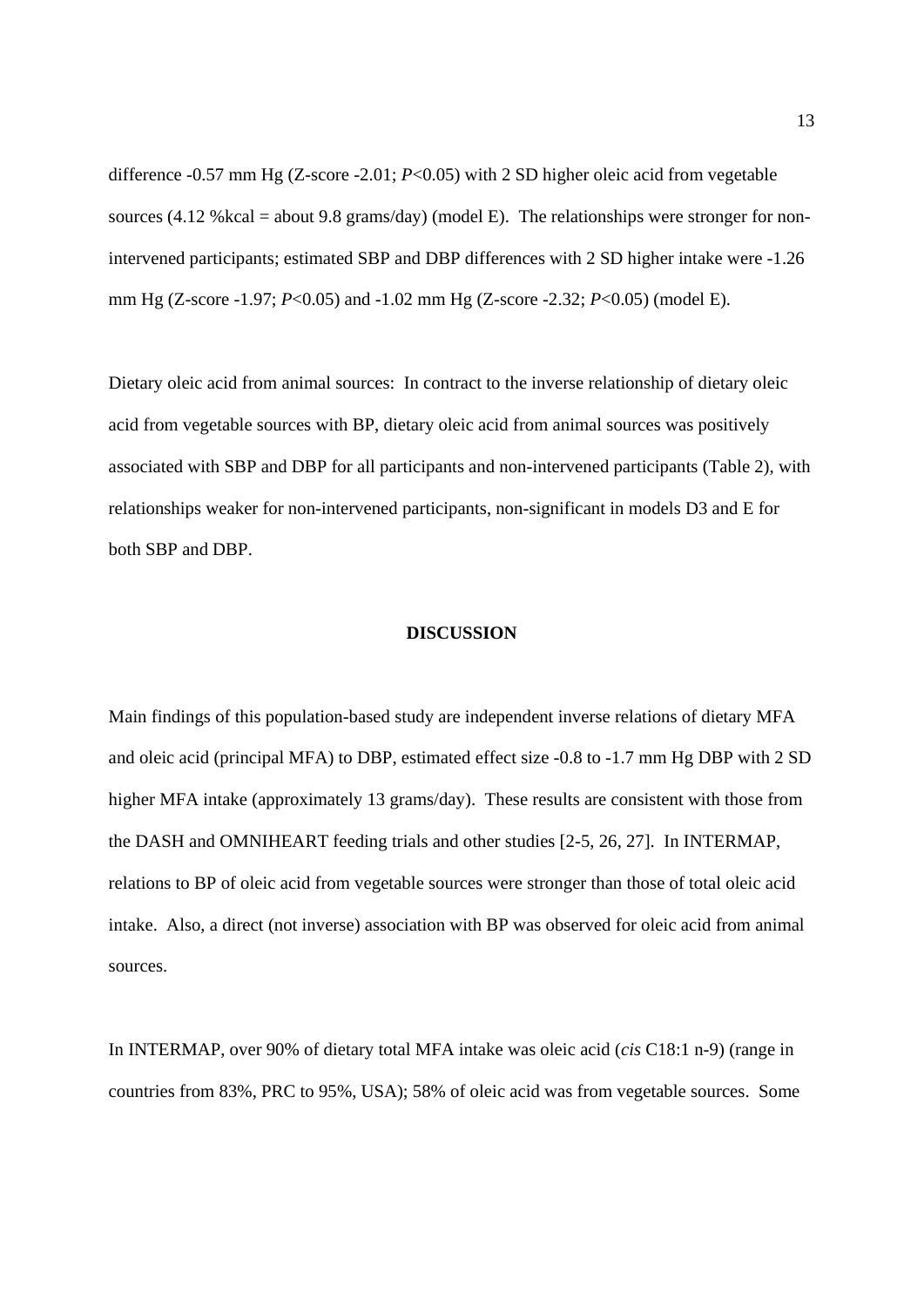difference -0.57 mm Hg (Z-score -2.01; $P<0.05$) with 2 SD higher oleic acid from vegetable sources (4.12 %kcal = about 9.8 grams/day) (model E). The relationships were stronger for non-intervened participants; estimated SBP and DBP differences with 2 SD higher intake were -1.26 mm Hg (Z-score -1.97; $P<0.05$) and -1.02 mm Hg (Z-score -2.32; $P<0.05$) (model E).

Dietary oleic acid from animal sources: In contract to the inverse relationship of dietary oleic acid from vegetable sources with BP, dietary oleic acid from animal sources was positively associated with SBP and DBP for all participants and non-intervened participants (Table 2), with relationships weaker for non-intervened participants, non-significant in models D3 and E for both SBP and DBP.

## DISCUSSION

Main findings of this population-based study are independent inverse relations of dietary MFA and oleic acid (principal MFA) to DBP, estimated effect size -0.8 to -1.7 mm Hg DBP with 2 SD higher MFA intake (approximately 13 grams/day). These results are consistent with those from the DASH and OMNIHEART feeding trials and other studies [2-5, 26, 27]. In INTERMAP, relations to BP of oleic acid from vegetable sources were stronger than those of total oleic acid intake. Also, a direct (not inverse) association with BP was observed for oleic acid from animal sources.

In INTERMAP, over 90% of dietary total MFA intake was oleic acid (*cis* C18:1 n-9) (range in countries from 83%, PRC to 95%, USA); 58% of oleic acid was from vegetable sources. Some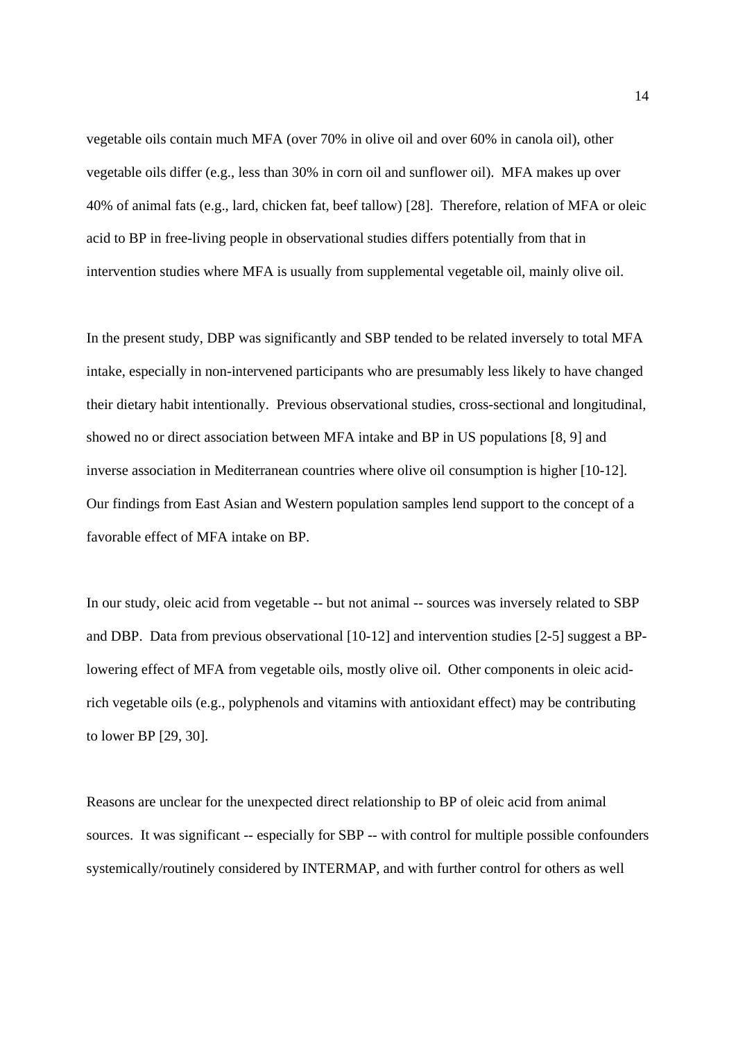vegetable oils contain much MFA (over 70% in olive oil and over 60% in canola oil), other vegetable oils differ (e.g., less than 30% in corn oil and sunflower oil). MFA makes up over 40% of animal fats (e.g., lard, chicken fat, beef tallow) [28]. Therefore, relation of MFA or oleic acid to BP in free-living people in observational studies differs potentially from that in intervention studies where MFA is usually from supplemental vegetable oil, mainly olive oil.

In the present study, DBP was significantly and SBP tended to be related inversely to total MFA intake, especially in non-intervened participants who are presumably less likely to have changed their dietary habit intentionally. Previous observational studies, cross-sectional and longitudinal, showed no or direct association between MFA intake and BP in US populations [8, 9] and inverse association in Mediterranean countries where olive oil consumption is higher [10-12]. Our findings from East Asian and Western population samples lend support to the concept of a favorable effect of MFA intake on BP.

In our study, oleic acid from vegetable -- but not animal -- sources was inversely related to SBP and DBP. Data from previous observational [10-12] and intervention studies [2-5] suggest a BP-lowering effect of MFA from vegetable oils, mostly olive oil. Other components in oleic acid-rich vegetable oils (e.g., polyphenols and vitamins with antioxidant effect) may be contributing to lower BP [29, 30].

Reasons are unclear for the unexpected direct relationship to BP of oleic acid from animal sources. It was significant -- especially for SBP -- with control for multiple possible confounders systemically/routinely considered by INTERMAP, and with further control for others as well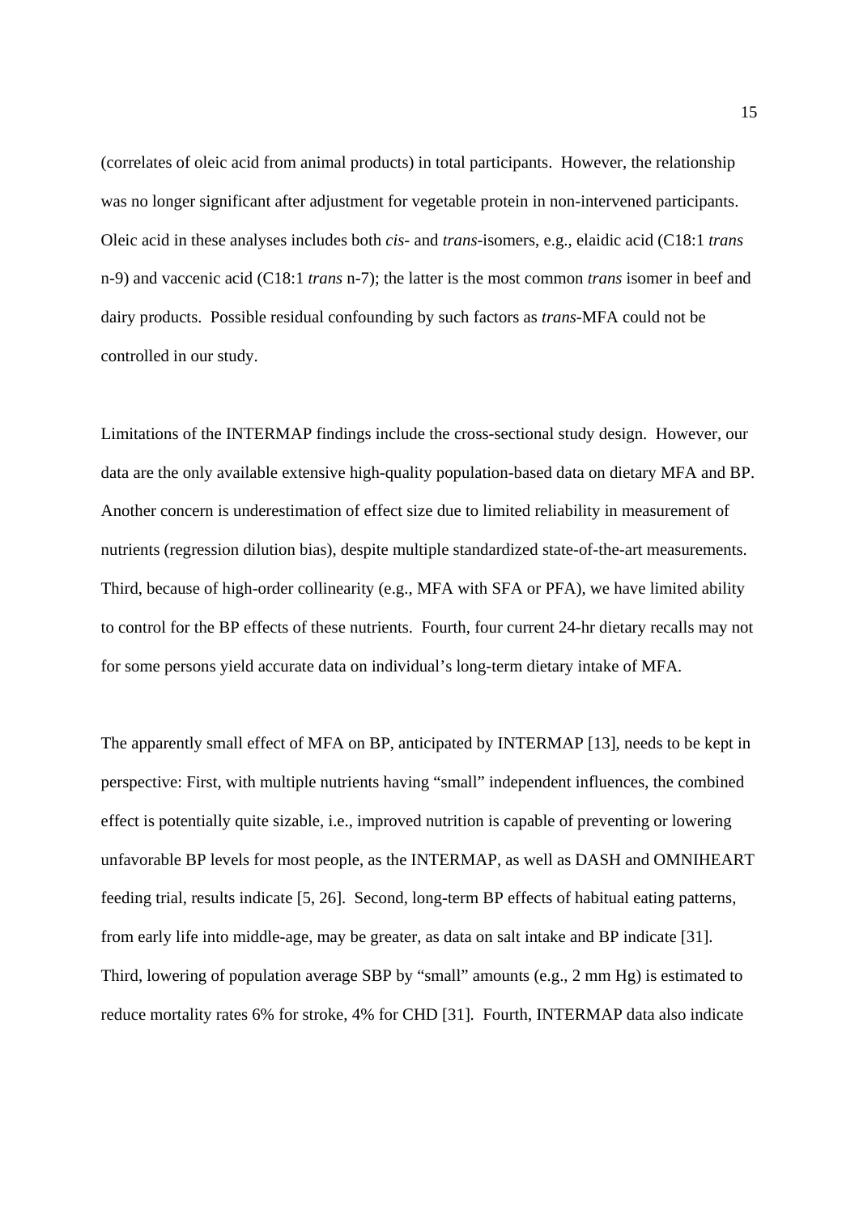(correlates of oleic acid from animal products) in total participants. However, the relationship was no longer significant after adjustment for vegetable protein in non-intervened participants. Oleic acid in these analyses includes both *cis*- and *trans*-isomers, e.g., elaidic acid (C18:1 *trans* n-9) and vaccenic acid (C18:1 *trans* n-7); the latter is the most common *trans* isomer in beef and dairy products. Possible residual confounding by such factors as *trans*-MFA could not be controlled in our study.

Limitations of the INTERMAP findings include the cross-sectional study design. However, our data are the only available extensive high-quality population-based data on dietary MFA and BP. Another concern is underestimation of effect size due to limited reliability in measurement of nutrients (regression dilution bias), despite multiple standardized state-of-the-art measurements. Third, because of high-order collinearity (e.g., MFA with SFA or PFA), we have limited ability to control for the BP effects of these nutrients. Fourth, four current 24-hr dietary recalls may not for some persons yield accurate data on individual's long-term dietary intake of MFA.

The apparently small effect of MFA on BP, anticipated by INTERMAP [13], needs to be kept in perspective: First, with multiple nutrients having "small" independent influences, the combined effect is potentially quite sizable, i.e., improved nutrition is capable of preventing or lowering unfavorable BP levels for most people, as the INTERMAP, as well as DASH and OMNIHEART feeding trial, results indicate [5, 26]. Second, long-term BP effects of habitual eating patterns, from early life into middle-age, may be greater, as data on salt intake and BP indicate [31]. Third, lowering of population average SBP by "small" amounts (e.g., 2 mm Hg) is estimated to reduce mortality rates 6% for stroke, 4% for CHD [31]. Fourth, INTERMAP data also indicate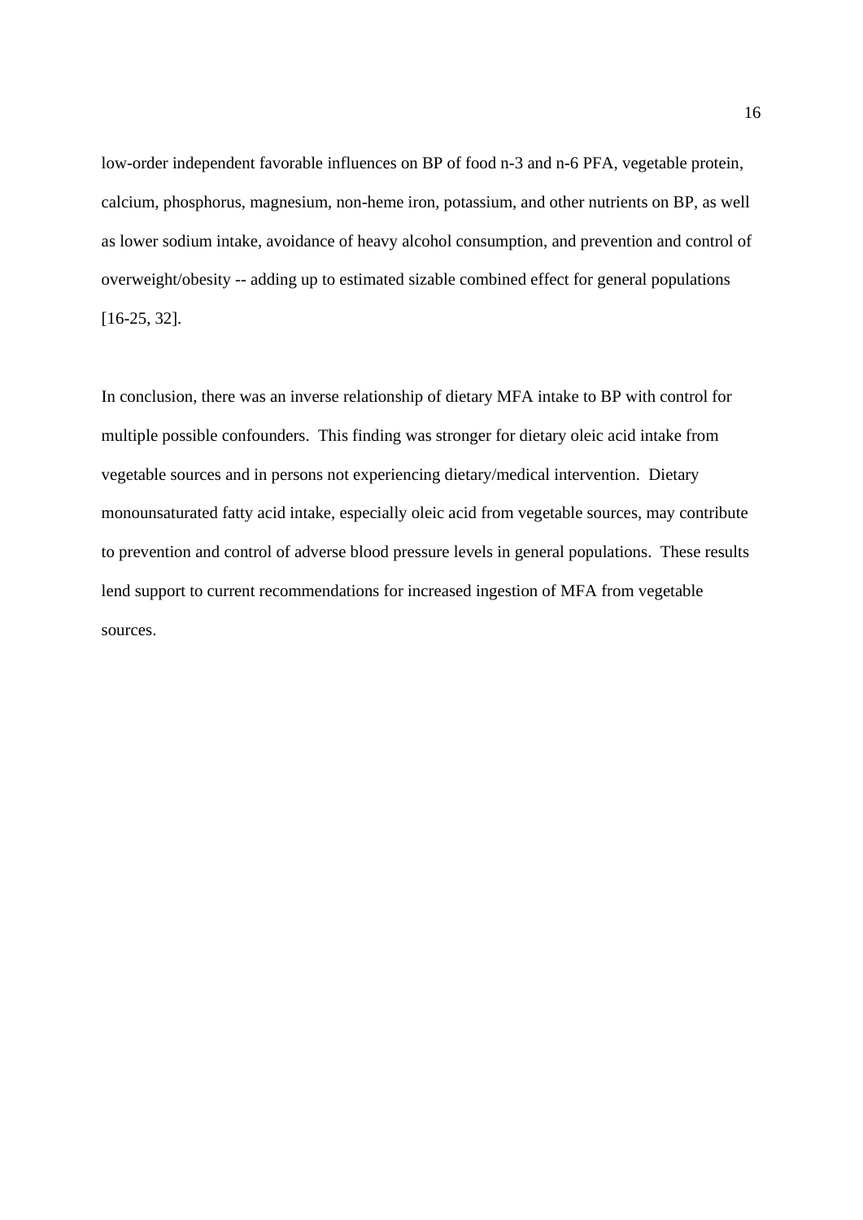low-order independent favorable influences on BP of food n-3 and n-6 PFA, vegetable protein, calcium, phosphorus, magnesium, non-heme iron, potassium, and other nutrients on BP, as well as lower sodium intake, avoidance of heavy alcohol consumption, and prevention and control of overweight/obesity -- adding up to estimated sizable combined effect for general populations [16-25, 32].

In conclusion, there was an inverse relationship of dietary MFA intake to BP with control for multiple possible confounders. This finding was stronger for dietary oleic acid intake from vegetable sources and in persons not experiencing dietary/medical intervention. Dietary monounsaturated fatty acid intake, especially oleic acid from vegetable sources, may contribute to prevention and control of adverse blood pressure levels in general populations. These results lend support to current recommendations for increased ingestion of MFA from vegetable sources.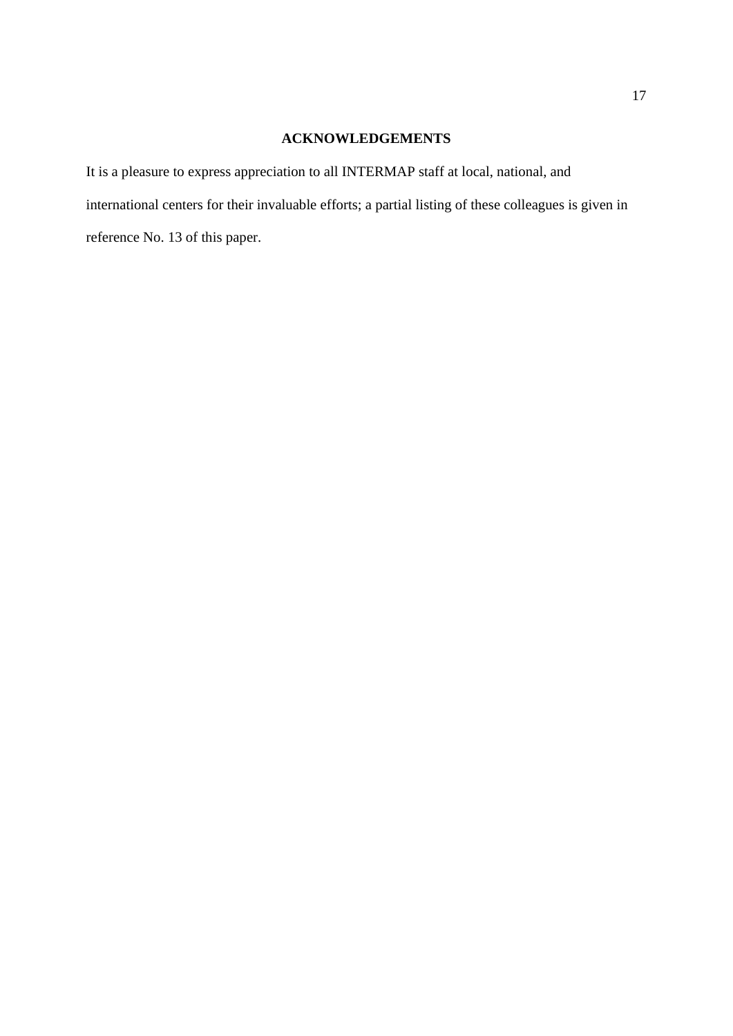## ACKNOWLEDGEMENTS

It is a pleasure to express appreciation to all INTERMAP staff at local, national, and international centers for their invaluable efforts; a partial listing of these colleagues is given in reference No. 13 of this paper.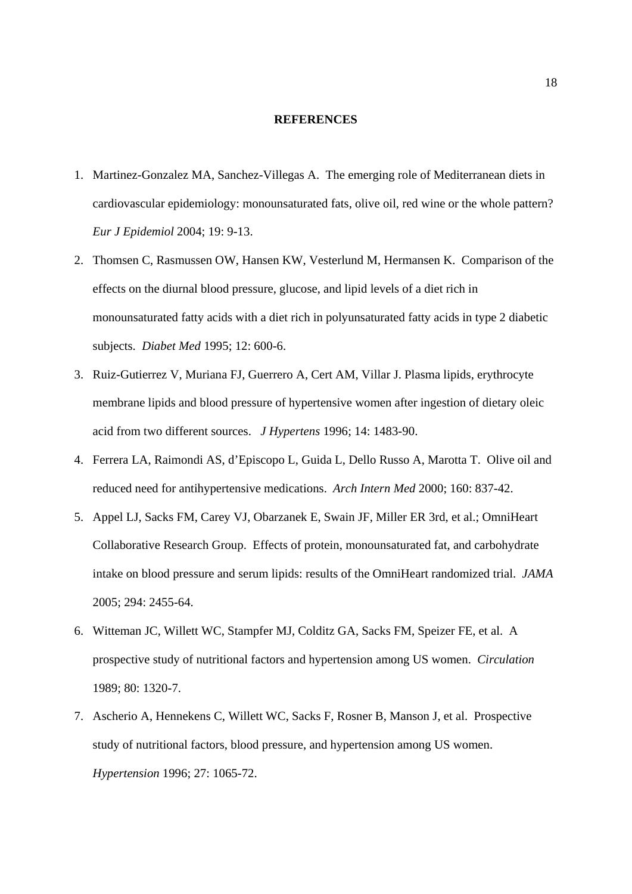## REFERENCES

1. Martinez-Gonzalez MA, Sanchez-Villegas A. The emerging role of Mediterranean diets in cardiovascular epidemiology: monounsaturated fats, olive oil, red wine or the whole pattern? *Eur J Epidemiol* 2004; 19: 9-13.
2. Thomsen C, Rasmussen OW, Hansen KW, Vesterlund M, Hermansen K. Comparison of the effects on the diurnal blood pressure, glucose, and lipid levels of a diet rich in monounsaturated fatty acids with a diet rich in polyunsaturated fatty acids in type 2 diabetic subjects. *Diabet Med* 1995; 12: 600-6.
3. Ruiz-Gutierrez V, Muriana FJ, Guerrero A, Cert AM, Villar J. Plasma lipids, erythrocyte membrane lipids and blood pressure of hypertensive women after ingestion of dietary oleic acid from two different sources. *J Hypertens* 1996; 14: 1483-90.
4. Ferrera LA, Raimondi AS, d'Episcopo L, Guida L, Dello Russo A, Marotta T. Olive oil and reduced need for antihypertensive medications. *Arch Intern Med* 2000; 160: 837-42.
5. Appel LJ, Sacks FM, Carey VJ, Obarzanek E, Swain JF, Miller ER 3rd, et al.; OmniHeart Collaborative Research Group. Effects of protein, monounsaturated fat, and carbohydrate intake on blood pressure and serum lipids: results of the OmniHeart randomized trial. *JAMA* 2005; 294: 2455-64.
6. Witteman JC, Willett WC, Stampfer MJ, Colditz GA, Sacks FM, Speizer FE, et al. A prospective study of nutritional factors and hypertension among US women. *Circulation* 1989; 80: 1320-7.
7. Ascherio A, Hennekens C, Willett WC, Sacks F, Rosner B, Manson J, et al. Prospective study of nutritional factors, blood pressure, and hypertension among US women. *Hypertension* 1996; 27: 1065-72.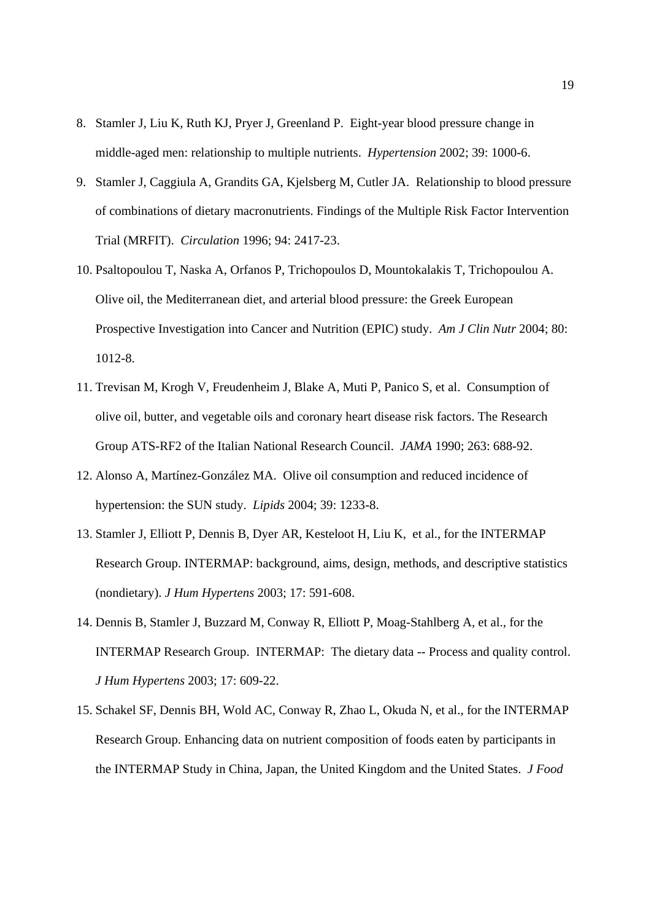8. Stamler J, Liu K, Ruth KJ, Pryer J, Greenland P. Eight-year blood pressure change in middle-aged men: relationship to multiple nutrients. *Hypertension* 2002; 39: 1000-6.
9. Stamler J, Caggiula A, Grandits GA, Kjelsberg M, Cutler JA. Relationship to blood pressure of combinations of dietary macronutrients. Findings of the Multiple Risk Factor Intervention Trial (MRFIT). *Circulation* 1996; 94: 2417-23.
10. Psaltopoulou T, Naska A, Orfanos P, Trichopoulos D, Mountokalakis T, Trichopoulou A. Olive oil, the Mediterranean diet, and arterial blood pressure: the Greek European Prospective Investigation into Cancer and Nutrition (EPIC) study. *Am J Clin Nutr* 2004; 80: 1012-8.
11. Trevisan M, Krogh V, Freudenheim J, Blake A, Muti P, Panico S, et al. Consumption of olive oil, butter, and vegetable oils and coronary heart disease risk factors. The Research Group ATS-RF2 of the Italian National Research Council. *JAMA* 1990; 263: 688-92.
12. Alonso A, Martínez-González MA. Olive oil consumption and reduced incidence of hypertension: the SUN study. *Lipids* 2004; 39: 1233-8.
13. Stamler J, Elliott P, Dennis B, Dyer AR, Kesteloot H, Liu K, et al., for the INTERMAP Research Group. INTERMAP: background, aims, design, methods, and descriptive statistics (nondietary). *J Hum Hypertens* 2003; 17: 591-608.
14. Dennis B, Stamler J, Buzzard M, Conway R, Elliott P, Moag-Stahlberg A, et al., for the INTERMAP Research Group. INTERMAP: The dietary data -- Process and quality control. *J Hum Hypertens* 2003; 17: 609-22.
15. Schakel SF, Dennis BH, Wold AC, Conway R, Zhao L, Okuda N, et al., for the INTERMAP Research Group. Enhancing data on nutrient composition of foods eaten by participants in the INTERMAP Study in China, Japan, the United Kingdom and the United States. *J Food*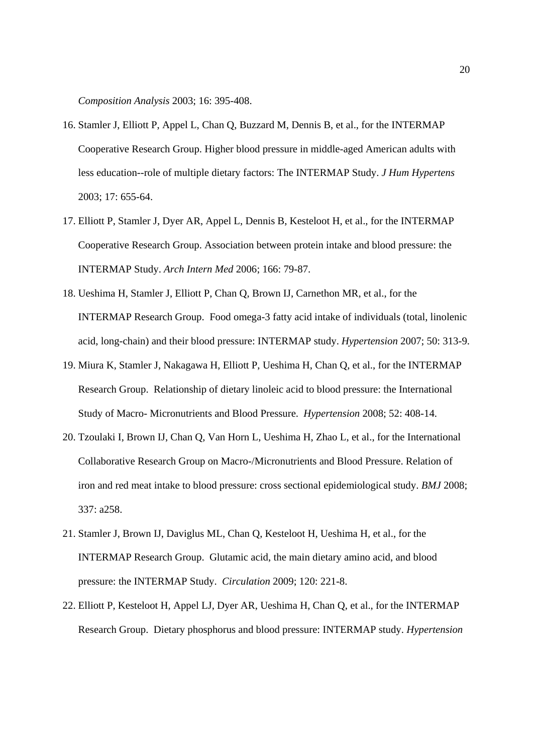*Composition Analysis* 2003; 16: 395-408.

16. Stamler J, Elliott P, Appel L, Chan Q, Buzzard M, Dennis B, et al., for the INTERMAP Cooperative Research Group. Higher blood pressure in middle-aged American adults with less education--role of multiple dietary factors: The INTERMAP Study. *J Hum Hypertens* 2003; 17: 655-64.

17. Elliott P, Stamler J, Dyer AR, Appel L, Dennis B, Kesteloot H, et al., for the INTERMAP Cooperative Research Group. Association between protein intake and blood pressure: the INTERMAP Study. *Arch Intern Med* 2006; 166: 79-87.

18. Ueshima H, Stamler J, Elliott P, Chan Q, Brown IJ, Carnethon MR, et al., for the INTERMAP Research Group. Food omega-3 fatty acid intake of individuals (total, linolenic acid, long-chain) and their blood pressure: INTERMAP study. *Hypertension* 2007; 50: 313-9.

19. Miura K, Stamler J, Nakagawa H, Elliott P, Ueshima H, Chan Q, et al., for the INTERMAP Research Group. Relationship of dietary linoleic acid to blood pressure: the International Study of Macro- Micronutrients and Blood Pressure. *Hypertension* 2008; 52: 408-14.

20. Tzoulaki I, Brown IJ, Chan Q, Van Horn L, Ueshima H, Zhao L, et al., for the International Collaborative Research Group on Macro-/Micronutrients and Blood Pressure. Relation of iron and red meat intake to blood pressure: cross sectional epidemiological study. *BMJ* 2008; 337: a258.

21. Stamler J, Brown IJ, Daviglus ML, Chan Q, Kesteloot H, Ueshima H, et al., for the INTERMAP Research Group. Glutamic acid, the main dietary amino acid, and blood pressure: the INTERMAP Study. *Circulation* 2009; 120: 221-8.

22. Elliott P, Kesteloot H, Appel LJ, Dyer AR, Ueshima H, Chan Q, et al., for the INTERMAP Research Group. Dietary phosphorus and blood pressure: INTERMAP study. *Hypertension*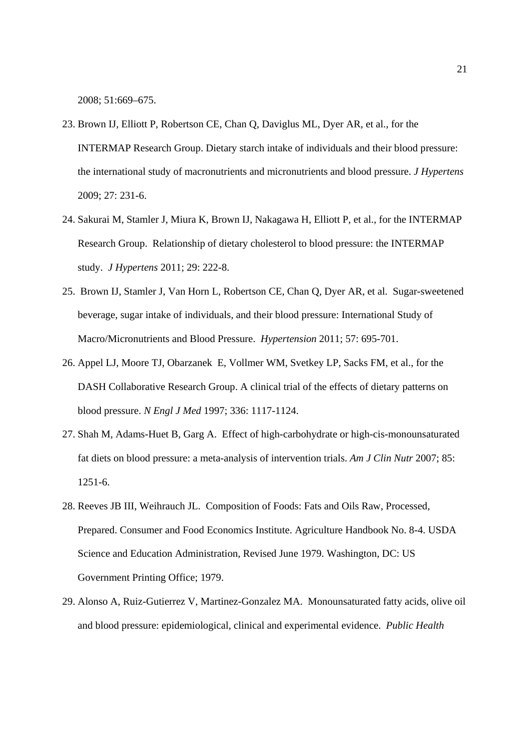2008; 51:669–675.

23. Brown IJ, Elliott P, Robertson CE, Chan Q, Daviglus ML, Dyer AR, et al., for the INTERMAP Research Group. Dietary starch intake of individuals and their blood pressure: the international study of macronutrients and micronutrients and blood pressure. *J Hypertens* 2009; 27: 231-6.

24. Sakurai M, Stamler J, Miura K, Brown IJ, Nakagawa H, Elliott P, et al., for the INTERMAP Research Group. Relationship of dietary cholesterol to blood pressure: the INTERMAP study. *J Hypertens* 2011; 29: 222-8.

25. Brown IJ, Stamler J, Van Horn L, Robertson CE, Chan Q, Dyer AR, et al. Sugar-sweetened beverage, sugar intake of individuals, and their blood pressure: International Study of Macro/Micronutrients and Blood Pressure. *Hypertension* 2011; 57: 695-701.

26. Appel LJ, Moore TJ, Obarzanek E, Vollmer WM, Svetkey LP, Sacks FM, et al., for the DASH Collaborative Research Group. A clinical trial of the effects of dietary patterns on blood pressure. *N Engl J Med* 1997; 336: 1117-1124.

27. Shah M, Adams-Huet B, Garg A. Effect of high-carbohydrate or high-cis-monounsaturated fat diets on blood pressure: a meta-analysis of intervention trials. *Am J Clin Nutr* 2007; 85: 1251-6.

28. Reeves JB III, Weihrauch JL. Composition of Foods: Fats and Oils Raw, Processed, Prepared. Consumer and Food Economics Institute. Agriculture Handbook No. 8-4. USDA Science and Education Administration, Revised June 1979. Washington, DC: US Government Printing Office; 1979.

29. Alonso A, Ruiz-Gutierrez V, Martinez-Gonzalez MA. Monounsaturated fatty acids, olive oil and blood pressure: epidemiological, clinical and experimental evidence. *Public Health*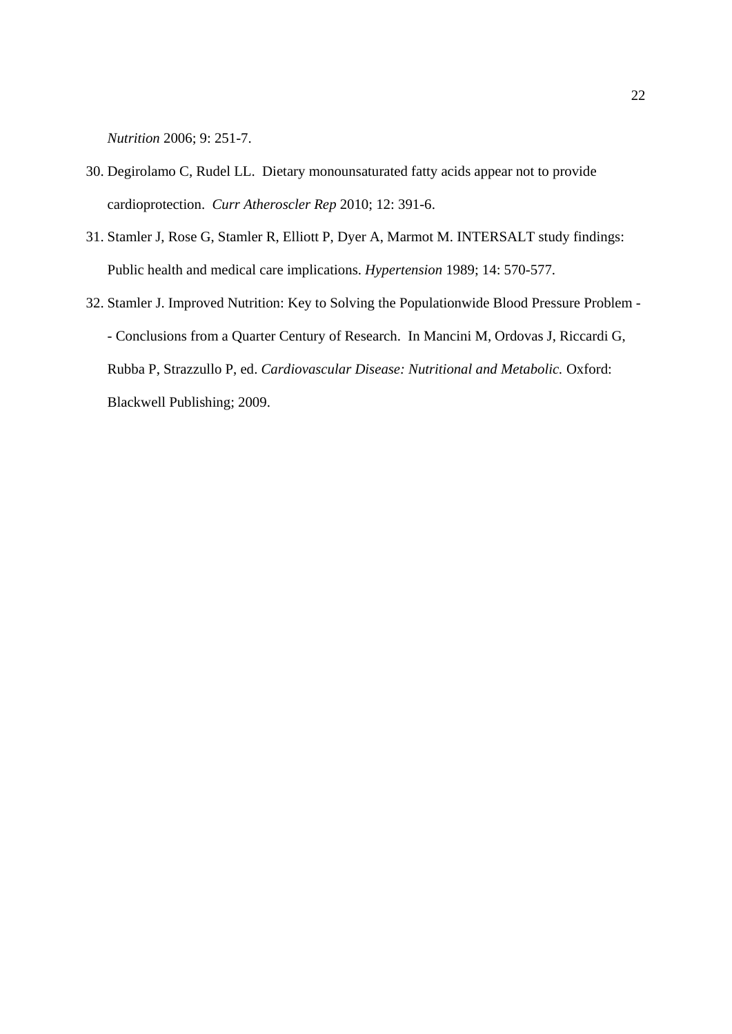*Nutrition* 2006; 9: 251-7.

30. Degirolamo C, Rudel LL. Dietary monounsaturated fatty acids appear not to provide cardioprotection. *Curr Atheroscler Rep* 2010; 12: 391-6.
31. Stamler J, Rose G, Stamler R, Elliott P, Dyer A, Marmot M. INTERSALT study findings: Public health and medical care implications. *Hypertension* 1989; 14: 570-577.
32. Stamler J. Improved Nutrition: Key to Solving the Populationwide Blood Pressure Problem -- Conclusions from a Quarter Century of Research. In Mancini M, Ordovas J, Riccardi G, Rubba P, Strazzullo P, ed. *Cardiovascular Disease: Nutritional and Metabolic.* Oxford: Blackwell Publishing; 2009.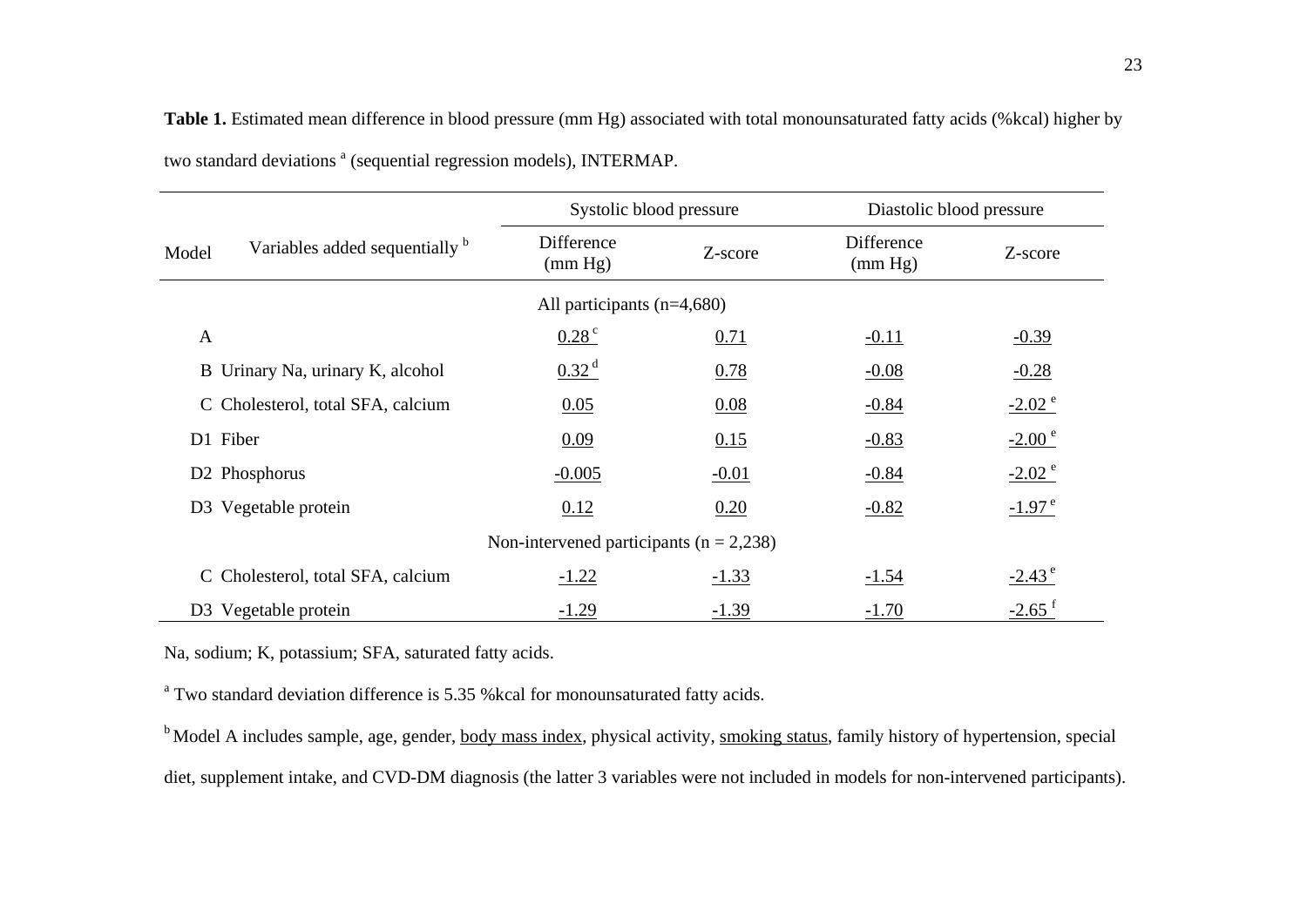**Table 1.** Estimated mean difference in blood pressure (mm Hg) associated with total monounsaturated fatty acids (%kcal) higher by two standard deviations [a] (sequential regression models), INTERMAP.

| Model | Variables added sequentially [b] | Systolic blood pressure | | Diastolic blood pressure | |
|---|---|---|---|---|---|
| | | Difference (mm Hg) | Z-score | Difference (mm Hg) | Z-score |
| | | All participants (n=4,680) | | | |
| A | | 0.28 [c] | 0.71 | -0.11 | -0.39 |
| B | Urinary Na, urinary K, alcohol | 0.32 [d] | 0.78 | -0.08 | -0.28 |
| C | Cholesterol, total SFA, calcium | 0.05 | 0.08 | -0.84 | -2.02 [e] |
| D1 | Fiber | 0.09 | 0.15 | -0.83 | -2.00 [e] |
| D2 | Phosphorus | -0.005 | -0.01 | -0.84 | -2.02 [e] |
| D3 | Vegetable protein | 0.12 | 0.20 | -0.82 | -1.97 [e] |
| | | Non-intervened participants (n = 2,238) | | | |
| C | Cholesterol, total SFA, calcium | -1.22 | -1.33 | -1.54 | -2.43 [e] |
| D3 | Vegetable protein | -1.29 | -1.39 | -1.70 | -2.65 [f] |

Na, sodium; K, potassium; SFA, saturated fatty acids.

[a] Two standard deviation difference is 5.35 %kcal for monounsaturated fatty acids.

[b] Model A includes sample, age, gender, body mass index, physical activity, smoking status, family history of hypertension, special diet, supplement intake, and CVD-DM diagnosis (the latter 3 variables were not included in models for non-intervened participants).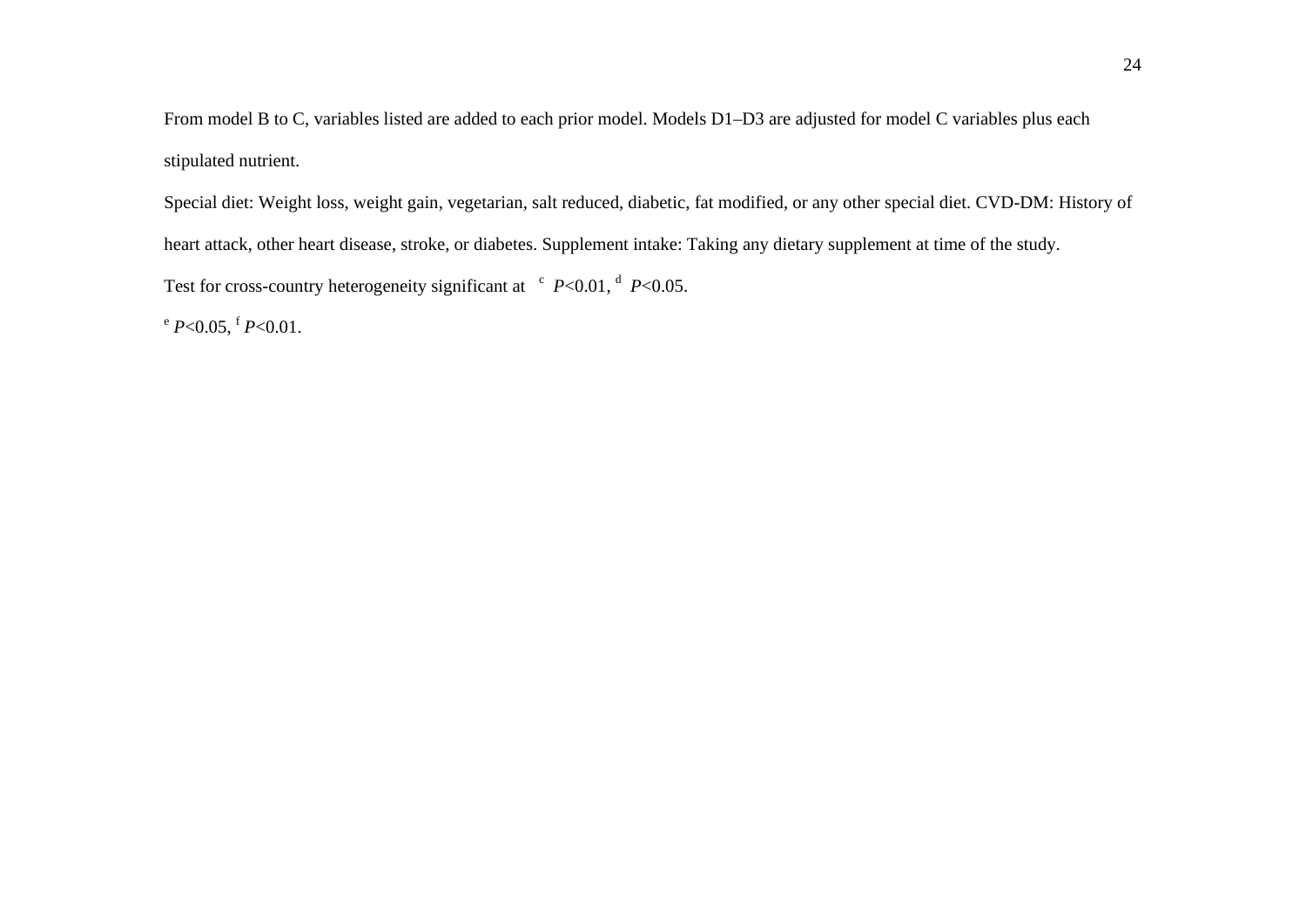From model B to C, variables listed are added to each prior model. Models D1–D3 are adjusted for model C variables plus each stipulated nutrient.

Special diet: Weight loss, weight gain, vegetarian, salt reduced, diabetic, fat modified, or any other special diet. CVD-DM: History of heart attack, other heart disease, stroke, or diabetes. Supplement intake: Taking any dietary supplement at time of the study.

Test for cross-country heterogeneity significant at [c] $P$<0.01, [d] $P$<0.05.

[e] $P$<0.05, [f] $P$<0.01.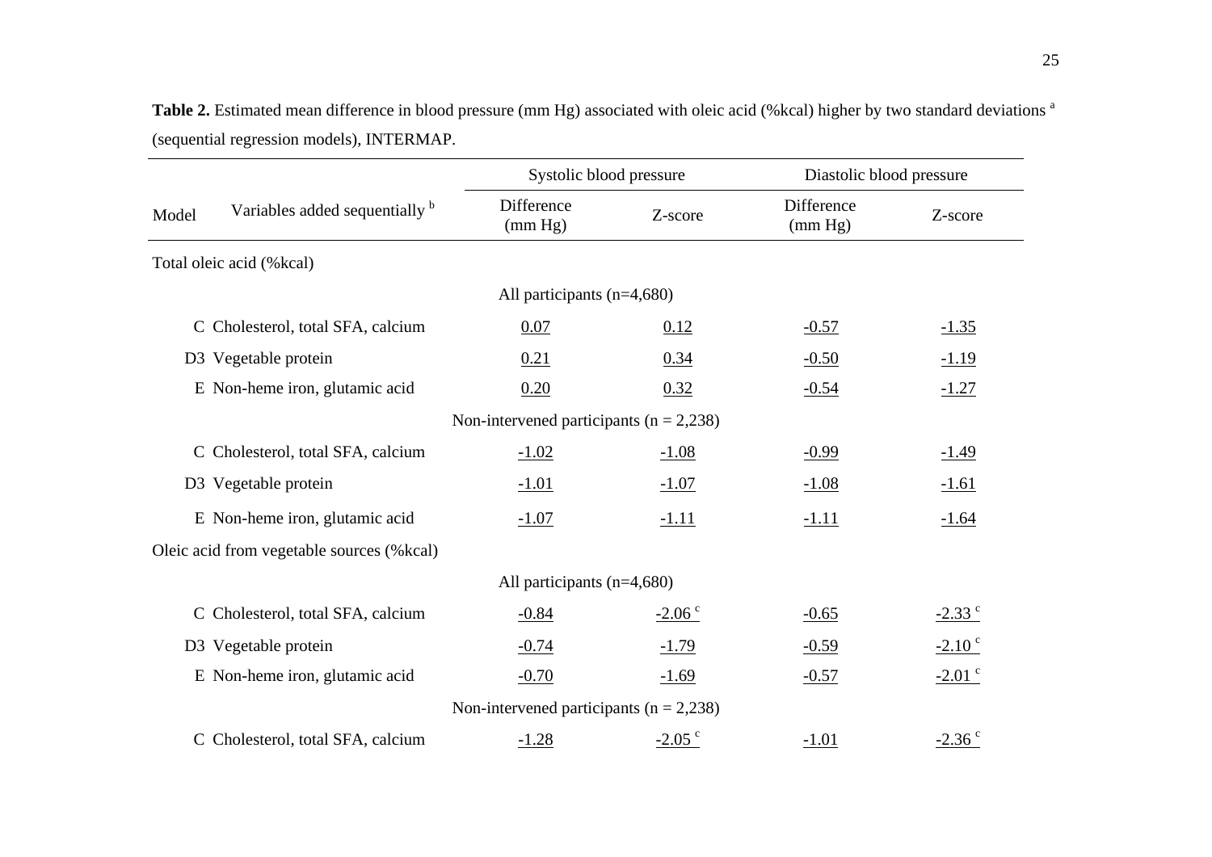**Table 2.** Estimated mean difference in blood pressure (mm Hg) associated with oleic acid (%kcal) higher by two standard deviations [a] (sequential regression models), INTERMAP.

| Model | Variables added sequentially [b] | Systolic blood pressure | | Diastolic blood pressure | |
|---|---|---|---|---|---|
| | | Difference (mm Hg) | Z-score | Difference (mm Hg) | Z-score |
| Total oleic acid (%kcal) | | | | | |
| | | All participants (n=4,680) | | | |
| C | Cholesterol, total SFA, calcium | 0.07 | 0.12 | -0.57 | -1.35 |
| D3 | Vegetable protein | 0.21 | 0.34 | -0.50 | -1.19 |
| E | Non-heme iron, glutamic acid | 0.20 | 0.32 | -0.54 | -1.27 |
| | | Non-intervened participants (n = 2,238) | | | |
| C | Cholesterol, total SFA, calcium | -1.02 | -1.08 | -0.99 | -1.49 |
| D3 | Vegetable protein | -1.01 | -1.07 | -1.08 | -1.61 |
| E | Non-heme iron, glutamic acid | -1.07 | -1.11 | -1.11 | -1.64 |
| Oleic acid from vegetable sources (%kcal) | | | | | |
| | | All participants (n=4,680) | | | |
| C | Cholesterol, total SFA, calcium | -0.84 | -2.06 [c] | -0.65 | -2.33 [c] |
| D3 | Vegetable protein | -0.74 | -1.79 | -0.59 | -2.10 [c] |
| E | Non-heme iron, glutamic acid | -0.70 | -1.69 | -0.57 | -2.01 [c] |
| | | Non-intervened participants (n = 2,238) | | | |
| C | Cholesterol, total SFA, calcium | -1.28 | -2.05 [c] | -1.01 | -2.36 [c] |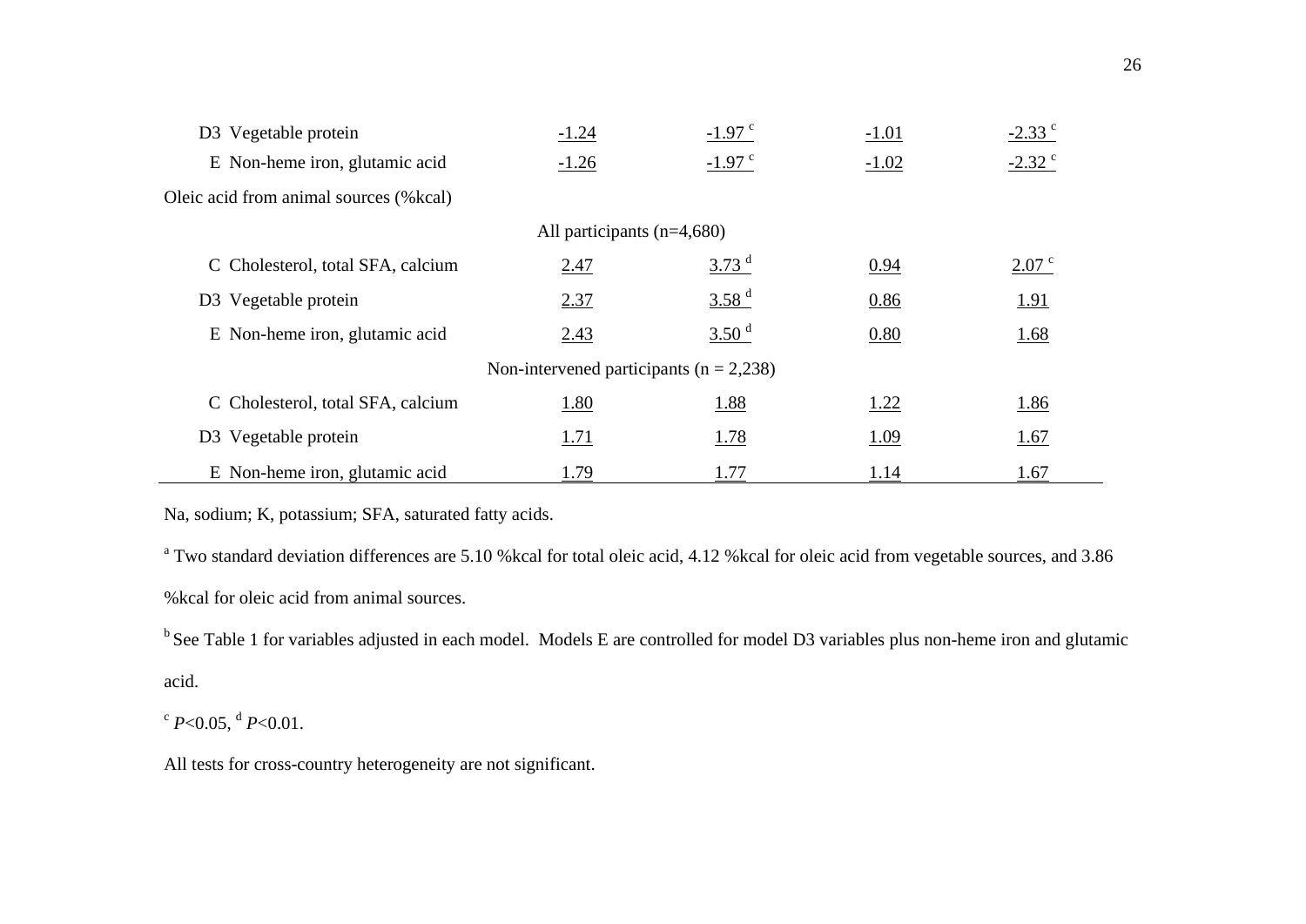| | | | | |
|---|---|---|---|---|
| D3 Vegetable protein | -1.24 | -1.97 [c] | -1.01 | -2.33 [c] |
| E Non-heme iron, glutamic acid | -1.26 | -1.97 [c] | -1.02 | -2.32 [c] |
| Oleic acid from animal sources (%kcal) | | | | |
| | All participants (n=4,680) | | | |
| C Cholesterol, total SFA, calcium | 2.47 | 3.73 [d] | 0.94 | 2.07 [c] |
| D3 Vegetable protein | 2.37 | 3.58 [d] | 0.86 | 1.91 |
| E Non-heme iron, glutamic acid | 2.43 | 3.50 [d] | 0.80 | 1.68 |
| | Non-intervened participants (n = 2,238) | | | |
| C Cholesterol, total SFA, calcium | 1.80 | 1.88 | 1.22 | 1.86 |
| D3 Vegetable protein | 1.71 | 1.78 | 1.09 | 1.67 |
| E Non-heme iron, glutamic acid | 1.79 | 1.77 | 1.14 | 1.67 |

Na, sodium; K, potassium; SFA, saturated fatty acids.

[a] Two standard deviation differences are 5.10 %kcal for total oleic acid, 4.12 %kcal for oleic acid from vegetable sources, and 3.86 %kcal for oleic acid from animal sources.

[b] See Table 1 for variables adjusted in each model. Models E are controlled for model D3 variables plus non-heme iron and glutamic acid.

[c] $P<0.05$, [d] $P<0.01$.

All tests for cross-country heterogeneity are not significant.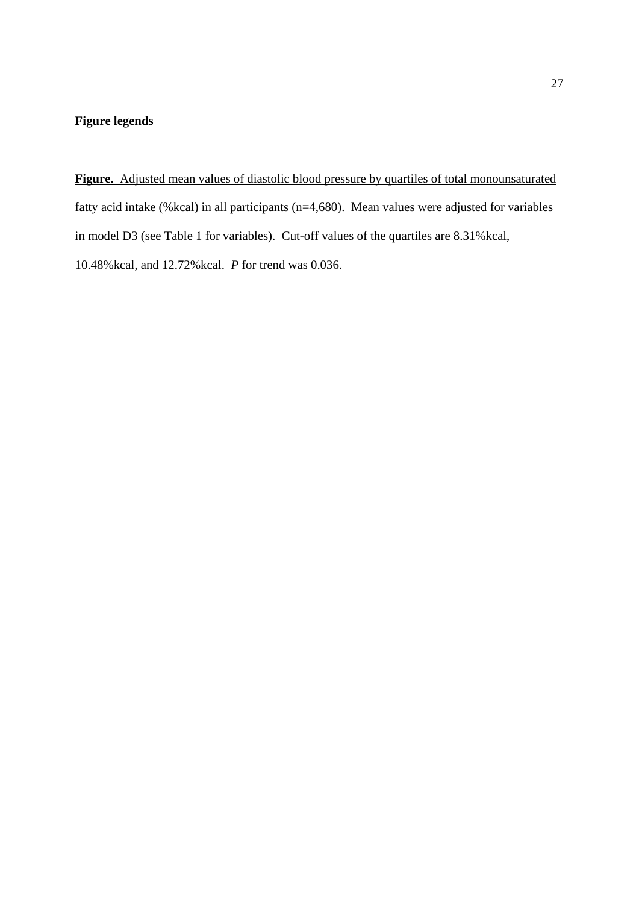**Figure legends**

**Figure.** Adjusted mean values of diastolic blood pressure by quartiles of total monounsaturated fatty acid intake (%kcal) in all participants (n=4,680). Mean values were adjusted for variables in model D3 (see Table 1 for variables). Cut-off values of the quartiles are 8.31%kcal, 10.48%kcal, and 12.72%kcal. *P* for trend was 0.036.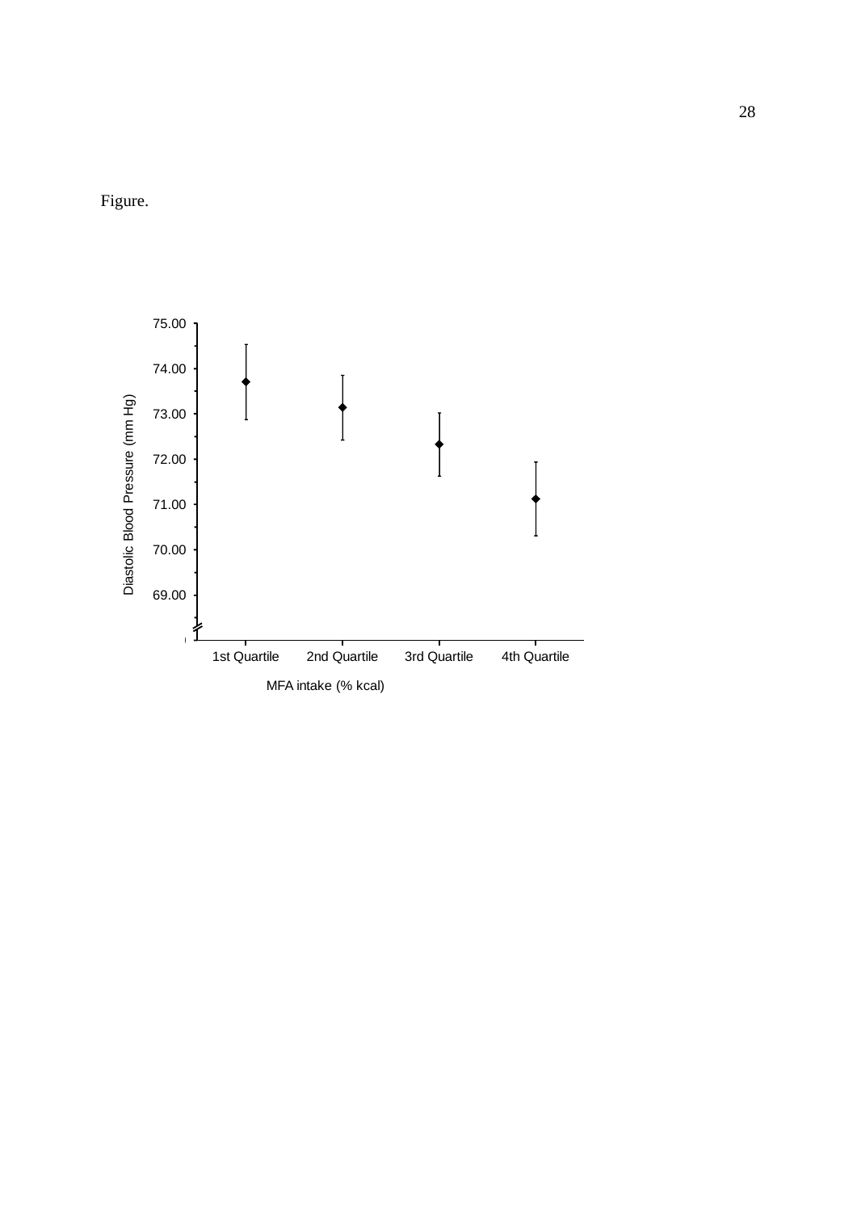Figure.

Diastolic Blood Pressure (mm Hg)

75.00
74.00
73.00
72.00
71.00
70.00
69.00

1st Quartile 2nd Quartile 3rd Quartile 4th Quartile

MFA intake (% kcal)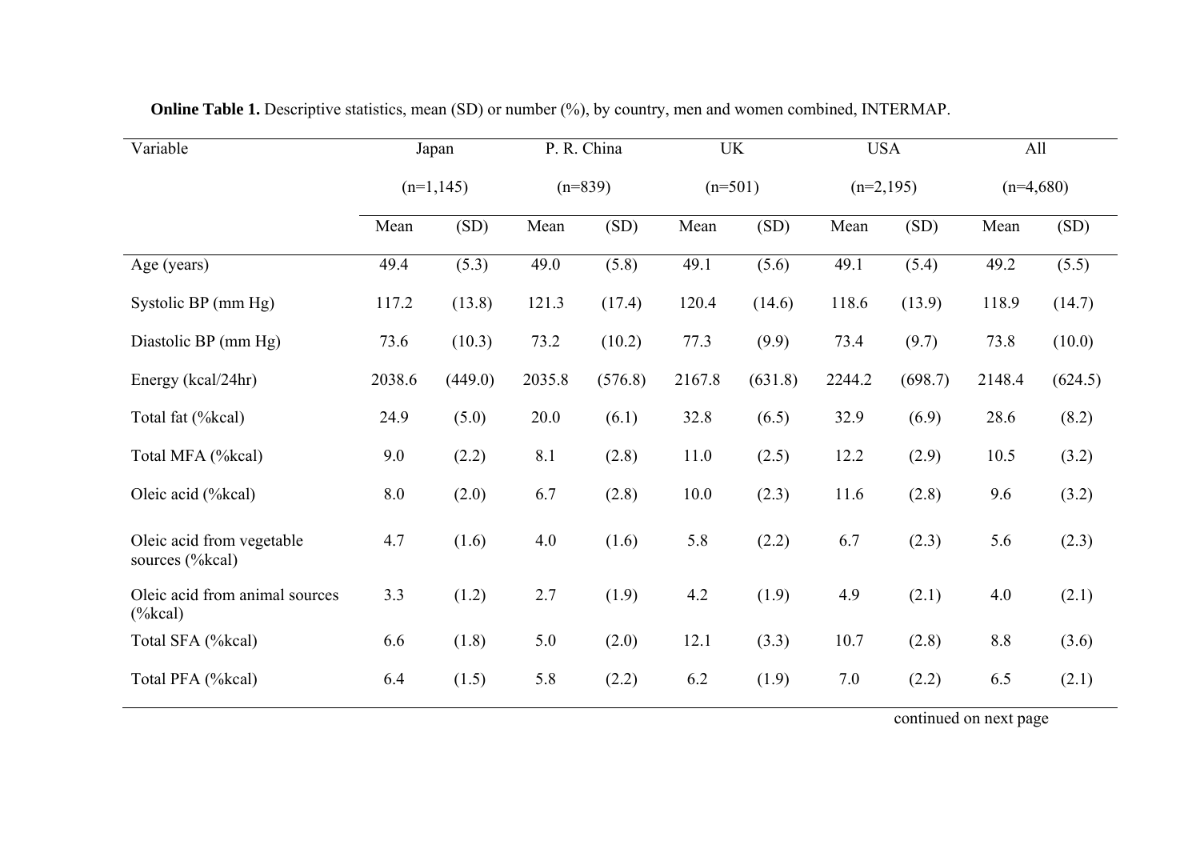**Online Table 1.** Descriptive statistics, mean (SD) or number (%), by country, men and women combined, INTERMAP.

| Variable | Japan | | P. R. China | | UK | | USA | | All | |
|---|---|---|---|---|---|---|---|---|---|---|
| | (n=1,145) | | (n=839) | | (n=501) | | (n=2,195) | | (n=4,680) | |
| | Mean | (SD) | Mean | (SD) | Mean | (SD) | Mean | (SD) | Mean | (SD) |
| Age (years) | 49.4 | (5.3) | 49.0 | (5.8) | 49.1 | (5.6) | 49.1 | (5.4) | 49.2 | (5.5) |
| Systolic BP (mm Hg) | 117.2 | (13.8) | 121.3 | (17.4) | 120.4 | (14.6) | 118.6 | (13.9) | 118.9 | (14.7) |
| Diastolic BP (mm Hg) | 73.6 | (10.3) | 73.2 | (10.2) | 77.3 | (9.9) | 73.4 | (9.7) | 73.8 | (10.0) |
| Energy (kcal/24hr) | 2038.6 | (449.0) | 2035.8 | (576.8) | 2167.8 | (631.8) | 2244.2 | (698.7) | 2148.4 | (624.5) |
| Total fat (%kcal) | 24.9 | (5.0) | 20.0 | (6.1) | 32.8 | (6.5) | 32.9 | (6.9) | 28.6 | (8.2) |
| Total MFA (%kcal) | 9.0 | (2.2) | 8.1 | (2.8) | 11.0 | (2.5) | 12.2 | (2.9) | 10.5 | (3.2) |
| Oleic acid (%kcal) | 8.0 | (2.0) | 6.7 | (2.8) | 10.0 | (2.3) | 11.6 | (2.8) | 9.6 | (3.2) |
| Oleic acid from vegetable sources (%kcal) | 4.7 | (1.6) | 4.0 | (1.6) | 5.8 | (2.2) | 6.7 | (2.3) | 5.6 | (2.3) |
| Oleic acid from animal sources (%kcal) | 3.3 | (1.2) | 2.7 | (1.9) | 4.2 | (1.9) | 4.9 | (2.1) | 4.0 | (2.1) |
| Total SFA (%kcal) | 6.6 | (1.8) | 5.0 | (2.0) | 12.1 | (3.3) | 10.7 | (2.8) | 8.8 | (3.6) |
| Total PFA (%kcal) | 6.4 | (1.5) | 5.8 | (2.2) | 6.2 | (1.9) | 7.0 | (2.2) | 6.5 | (2.1) |

continued on next page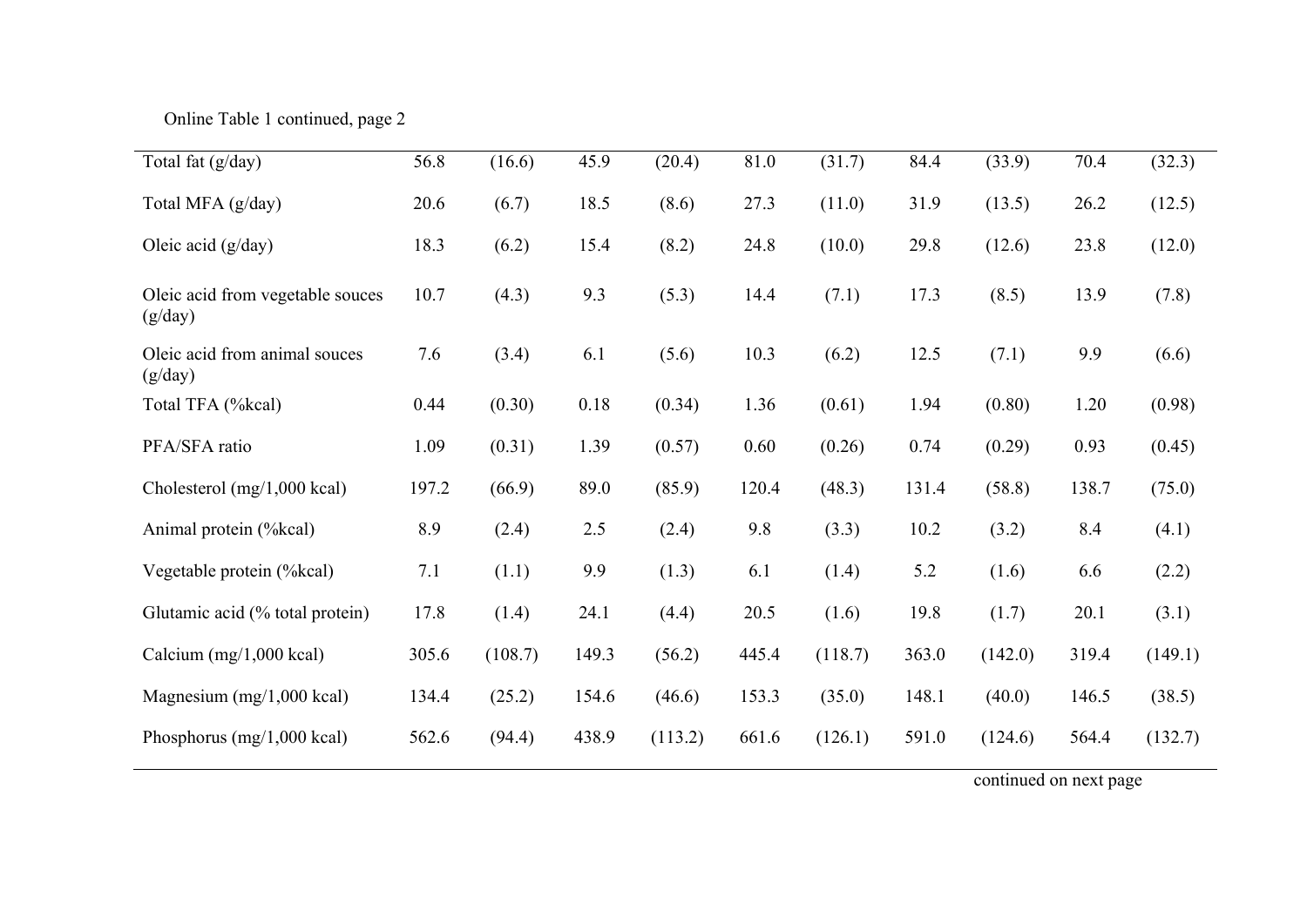Online Table 1 continued, page 2

| | | | | | | | | | | |
|---|---|---|---|---|---|---|---|---|---|---|
| Total fat (g/day) | 56.8 | (16.6) | 45.9 | (20.4) | 81.0 | (31.7) | 84.4 | (33.9) | 70.4 | (32.3) |
| Total MFA (g/day) | 20.6 | (6.7) | 18.5 | (8.6) | 27.3 | (11.0) | 31.9 | (13.5) | 26.2 | (12.5) |
| Oleic acid (g/day) | 18.3 | (6.2) | 15.4 | (8.2) | 24.8 | (10.0) | 29.8 | (12.6) | 23.8 | (12.0) |
| Oleic acid from vegetable souces (g/day) | 10.7 | (4.3) | 9.3 | (5.3) | 14.4 | (7.1) | 17.3 | (8.5) | 13.9 | (7.8) |
| Oleic acid from animal souces (g/day) | 7.6 | (3.4) | 6.1 | (5.6) | 10.3 | (6.2) | 12.5 | (7.1) | 9.9 | (6.6) |
| Total TFA (%kcal) | 0.44 | (0.30) | 0.18 | (0.34) | 1.36 | (0.61) | 1.94 | (0.80) | 1.20 | (0.98) |
| PFA/SFA ratio | 1.09 | (0.31) | 1.39 | (0.57) | 0.60 | (0.26) | 0.74 | (0.29) | 0.93 | (0.45) |
| Cholesterol (mg/1,000 kcal) | 197.2 | (66.9) | 89.0 | (85.9) | 120.4 | (48.3) | 131.4 | (58.8) | 138.7 | (75.0) |
| Animal protein (%kcal) | 8.9 | (2.4) | 2.5 | (2.4) | 9.8 | (3.3) | 10.2 | (3.2) | 8.4 | (4.1) |
| Vegetable protein (%kcal) | 7.1 | (1.1) | 9.9 | (1.3) | 6.1 | (1.4) | 5.2 | (1.6) | 6.6 | (2.2) |
| Glutamic acid (% total protein) | 17.8 | (1.4) | 24.1 | (4.4) | 20.5 | (1.6) | 19.8 | (1.7) | 20.1 | (3.1) |
| Calcium (mg/1,000 kcal) | 305.6 | (108.7) | 149.3 | (56.2) | 445.4 | (118.7) | 363.0 | (142.0) | 319.4 | (149.1) |
| Magnesium (mg/1,000 kcal) | 134.4 | (25.2) | 154.6 | (46.6) | 153.3 | (35.0) | 148.1 | (40.0) | 146.5 | (38.5) |
| Phosphorus (mg/1,000 kcal) | 562.6 | (94.4) | 438.9 | (113.2) | 661.6 | (126.1) | 591.0 | (124.6) | 564.4 | (132.7) |

continued on next page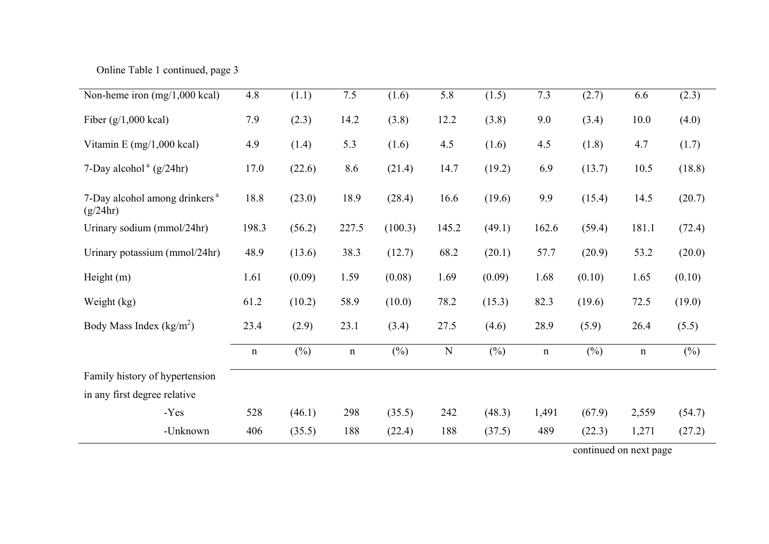Online Table 1 continued, page 3

| | | | | | | | | | | |
|---|---|---|---|---|---|---|---|---|---|---|
| Non-heme iron (mg/1,000 kcal) | 4.8 | (1.1) | 7.5 | (1.6) | 5.8 | (1.5) | 7.3 | (2.7) | 6.6 | (2.3) |
| Fiber (g/1,000 kcal) | 7.9 | (2.3) | 14.2 | (3.8) | 12.2 | (3.8) | 9.0 | (3.4) | 10.0 | (4.0) |
| Vitamin E (mg/1,000 kcal) | 4.9 | (1.4) | 5.3 | (1.6) | 4.5 | (1.6) | 4.5 | (1.8) | 4.7 | (1.7) |
| 7-Day alcohol [a] (g/24hr) | 17.0 | (22.6) | 8.6 | (21.4) | 14.7 | (19.2) | 6.9 | (13.7) | 10.5 | (18.8) |
| 7-Day alcohol among drinkers [a] (g/24hr) | 18.8 | (23.0) | 18.9 | (28.4) | 16.6 | (19.6) | 9.9 | (15.4) | 14.5 | (20.7) |
| Urinary sodium (mmol/24hr) | 198.3 | (56.2) | 227.5 | (100.3) | 145.2 | (49.1) | 162.6 | (59.4) | 181.1 | (72.4) |
| Urinary potassium (mmol/24hr) | 48.9 | (13.6) | 38.3 | (12.7) | 68.2 | (20.1) | 57.7 | (20.9) | 53.2 | (20.0) |
| Height (m) | 1.61 | (0.09) | 1.59 | (0.08) | 1.69 | (0.09) | 1.68 | (0.10) | 1.65 | (0.10) |
| Weight (kg) | 61.2 | (10.2) | 58.9 | (10.0) | 78.2 | (15.3) | 82.3 | (19.6) | 72.5 | (19.0) |
| Body Mass Index (kg/m$^2$) | 23.4 | (2.9) | 23.1 | (3.4) | 27.5 | (4.6) | 28.9 | (5.9) | 26.4 | (5.5) |
| | n | (%) | n | (%) | N | (%) | n | (%) | n | (%) |
| Family history of hypertension in any first degree relative | | | | | | | | | | |
| -Yes | 528 | (46.1) | 298 | (35.5) | 242 | (48.3) | 1,491 | (67.9) | 2,559 | (54.7) |
| -Unknown | 406 | (35.5) | 188 | (22.4) | 188 | (37.5) | 489 | (22.3) | 1,271 | (27.2) |

continued on next page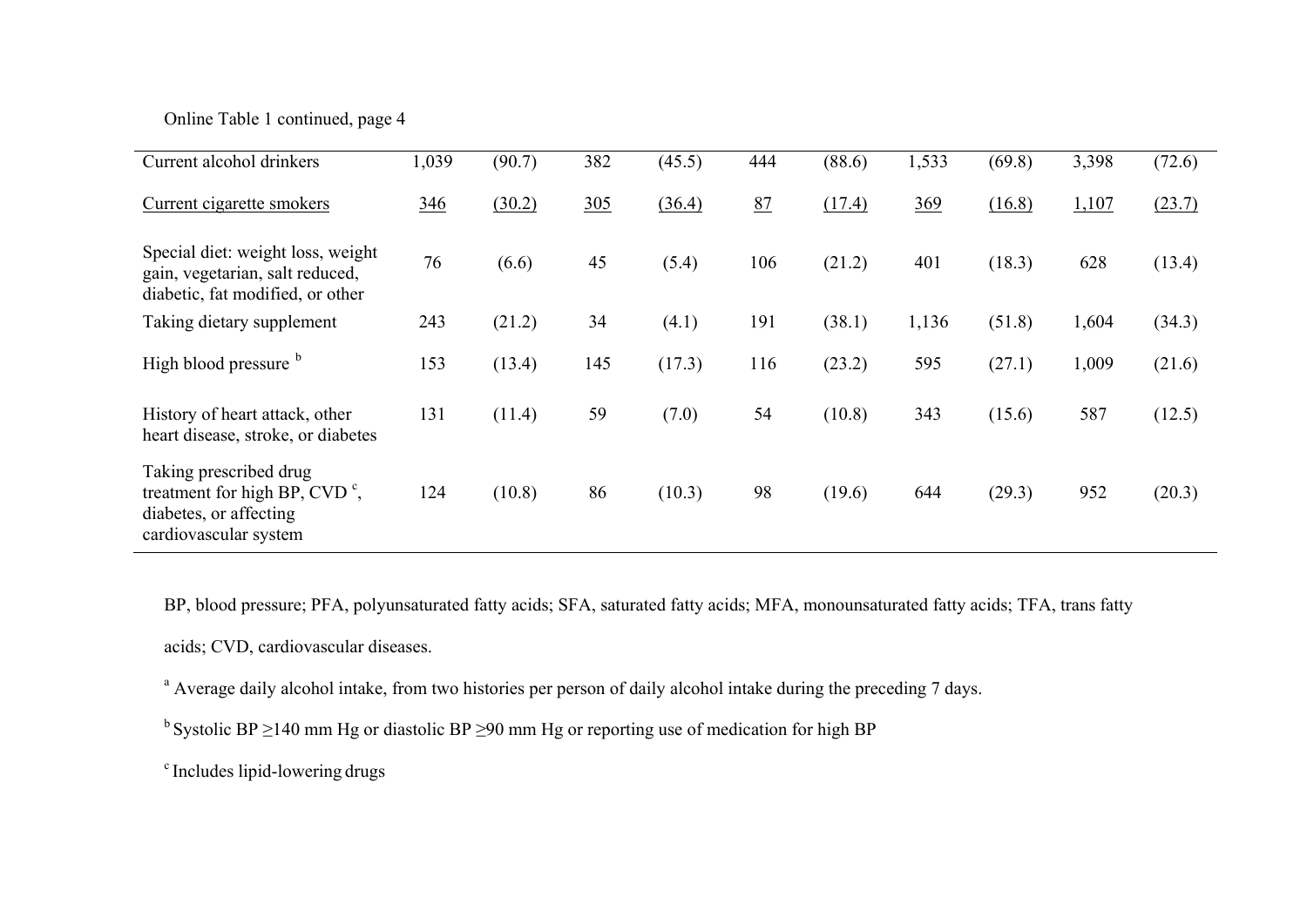Online Table 1 continued, page 4

| | | | | | | | | | | |
|---|---|---|---|---|---|---|---|---|---|---|
| Current alcohol drinkers | 1,039 | (90.7) | 382 | (45.5) | 444 | (88.6) | 1,533 | (69.8) | 3,398 | (72.6) |
| Current cigarette smokers | 346 | (30.2) | 305 | (36.4) | 87 | (17.4) | 369 | (16.8) | 1,107 | (23.7) |
| Special diet: weight loss, weight gain, vegetarian, salt reduced, diabetic, fat modified, or other | 76 | (6.6) | 45 | (5.4) | 106 | (21.2) | 401 | (18.3) | 628 | (13.4) |
| Taking dietary supplement | 243 | (21.2) | 34 | (4.1) | 191 | (38.1) | 1,136 | (51.8) | 1,604 | (34.3) |
| High blood pressure [b] | 153 | (13.4) | 145 | (17.3) | 116 | (23.2) | 595 | (27.1) | 1,009 | (21.6) |
| History of heart attack, other heart disease, stroke, or diabetes | 131 | (11.4) | 59 | (7.0) | 54 | (10.8) | 343 | (15.6) | 587 | (12.5) |
| Taking prescribed drug treatment for high BP, CVD [c], diabetes, or affecting cardiovascular system | 124 | (10.8) | 86 | (10.3) | 98 | (19.6) | 644 | (29.3) | 952 | (20.3) |

BP, blood pressure; PFA, polyunsaturated fatty acids; SFA, saturated fatty acids; MFA, monounsaturated fatty acids; TFA, trans fatty acids; CVD, cardiovascular diseases.

[a] Average daily alcohol intake, from two histories per person of daily alcohol intake during the preceding 7 days.

[b] Systolic BP ≥140 mm Hg or diastolic BP ≥90 mm Hg or reporting use of medication for high BP

[c] Includes lipid-lowering drugs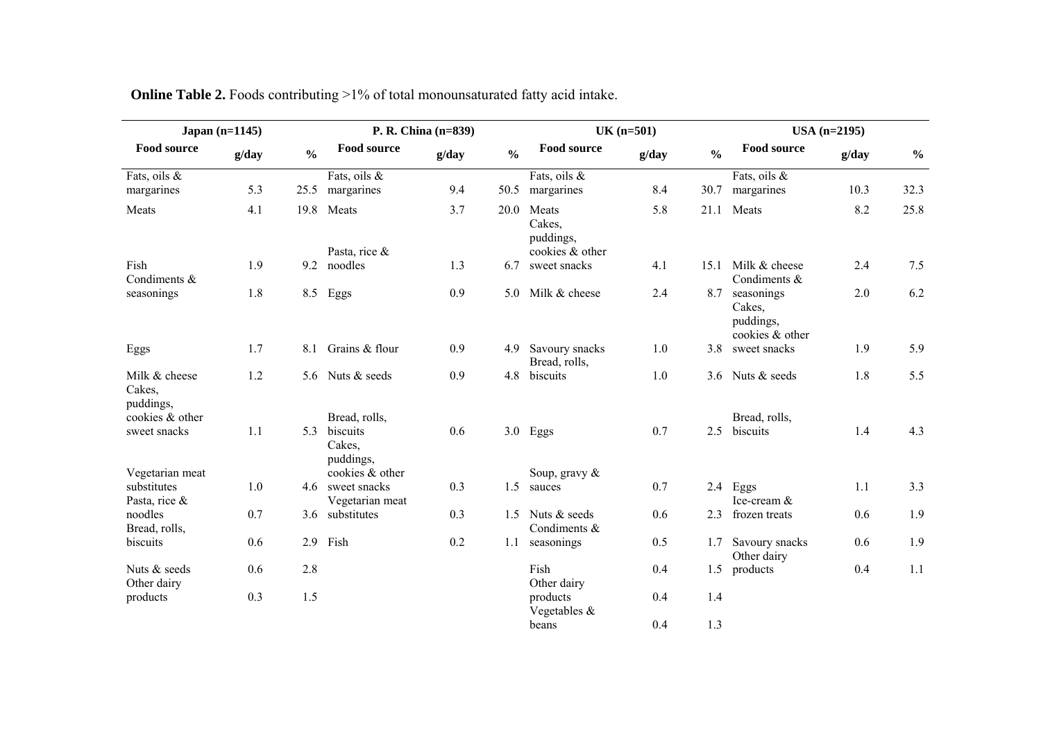**Online Table 2.** Foods contributing >1% of total monounsaturated fatty acid intake.

| Japan (n=1145) | | | P. R. China (n=839) | | | UK (n=501) | | | USA (n=2195) | | |
|---|---|---|---|---|---|---|---|---|---|---|---|
| **Food source** | **g/day** | **%** | **Food source** | **g/day** | **%** | **Food source** | **g/day** | **%** | **Food source** | **g/day** | **%** |
| Fats, oils & margarines | 5.3 | 25.5 | Fats, oils & margarines | 9.4 | 50.5 | Fats, oils & margarines | 8.4 | 30.7 | Fats, oils & margarines | 10.3 | 32.3 |
| Meats | 4.1 | 19.8 | Meats | 3.7 | 20.0 | Meats | 5.8 | 21.1 | Meats | 8.2 | 25.8 |
| Fish | 1.9 | 9.2 | Pasta, rice & noodles | 1.3 | 6.7 | Cakes, puddings, cookies & other sweet snacks | 4.1 | 15.1 | Milk & cheese | 2.4 | 7.5 |
| Condiments & seasonings | 1.8 | 8.5 | Eggs | 0.9 | 5.0 | Milk & cheese | 2.4 | 8.7 | Condiments & seasonings | 2.0 | 6.2 |
| Eggs | 1.7 | 8.1 | Grains & flour | 0.9 | 4.9 | Savoury snacks | 1.0 | 3.8 | Cakes, puddings, cookies & other sweet snacks | 1.9 | 5.9 |
| Milk & cheese | 1.2 | 5.6 | Nuts & seeds | 0.9 | 4.8 | Bread, rolls, biscuits | 1.0 | 3.6 | Nuts & seeds | 1.8 | 5.5 |
| Cakes, puddings, cookies & other sweet snacks | 1.1 | 5.3 | Bread, rolls, biscuits | 0.6 | 3.0 | Eggs | 0.7 | 2.5 | Bread, rolls, biscuits | 1.4 | 4.3 |
| Vegetarian meat substitutes | 1.0 | 4.6 | Cakes, puddings, cookies & other sweet snacks | 0.3 | 1.5 | Soup, gravy & sauces | 0.7 | 2.4 | Eggs | 1.1 | 3.3 |
| Pasta, rice & noodles | 0.7 | 3.6 | Vegetarian meat substitutes | 0.3 | 1.5 | Nuts & seeds | 0.6 | 2.3 | Ice-cream & frozen treats | 0.6 | 1.9 |
| Bread, rolls, biscuits | 0.6 | 2.9 | Fish | 0.2 | 1.1 | Condiments & seasonings | 0.5 | 1.7 | Savoury snacks | 0.6 | 1.9 |
| Nuts & seeds | 0.6 | 2.8 | | | | Fish | 0.4 | 1.5 | Other dairy products | 0.4 | 1.1 |
| Other dairy products | 0.3 | 1.5 | | | | Other dairy products | 0.4 | 1.4 | | | |
| | | | | | | Vegetables & beans | 0.4 | 1.3 | | | |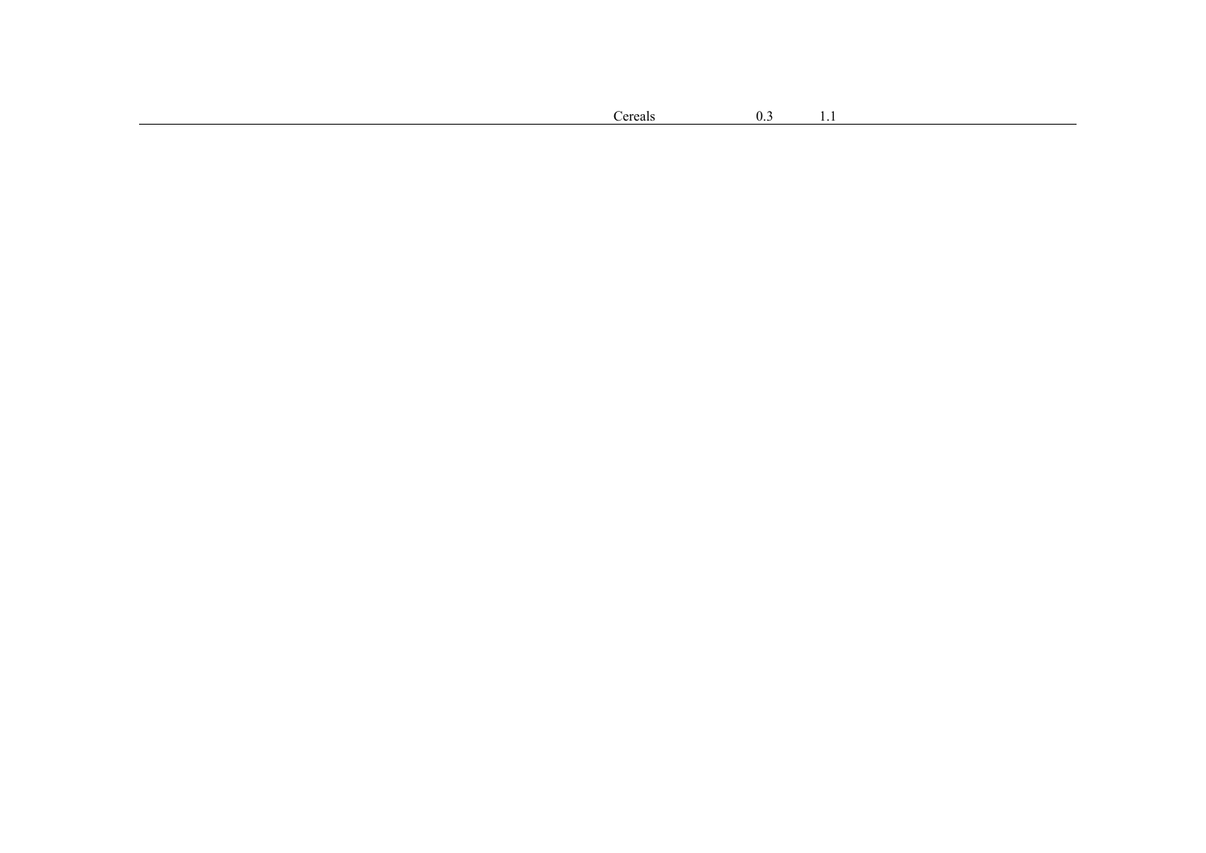| | | |
|---|---|---|
| Cereals | 0.3 | 1.1 |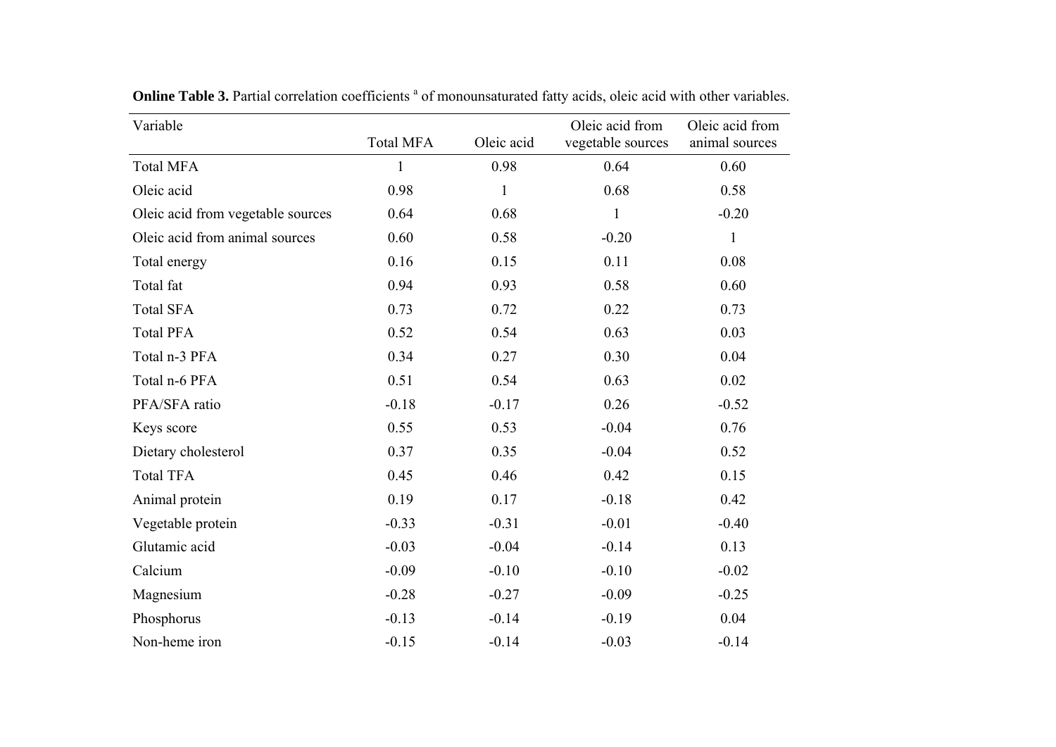**Online Table 3.** Partial correlation coefficients [a] of monounsaturated fatty acids, oleic acid with other variables.

| Variable | Total MFA | Oleic acid | Oleic acid from vegetable sources | Oleic acid from animal sources |
|---|---|---|---|---|
| Total MFA | 1 | 0.98 | 0.64 | 0.60 |
| Oleic acid | 0.98 | 1 | 0.68 | 0.58 |
| Oleic acid from vegetable sources | 0.64 | 0.68 | 1 | -0.20 |
| Oleic acid from animal sources | 0.60 | 0.58 | -0.20 | 1 |
| Total energy | 0.16 | 0.15 | 0.11 | 0.08 |
| Total fat | 0.94 | 0.93 | 0.58 | 0.60 |
| Total SFA | 0.73 | 0.72 | 0.22 | 0.73 |
| Total PFA | 0.52 | 0.54 | 0.63 | 0.03 |
| Total n-3 PFA | 0.34 | 0.27 | 0.30 | 0.04 |
| Total n-6 PFA | 0.51 | 0.54 | 0.63 | 0.02 |
| PFA/SFA ratio | -0.18 | -0.17 | 0.26 | -0.52 |
| Keys score | 0.55 | 0.53 | -0.04 | 0.76 |
| Dietary cholesterol | 0.37 | 0.35 | -0.04 | 0.52 |
| Total TFA | 0.45 | 0.46 | 0.42 | 0.15 |
| Animal protein | 0.19 | 0.17 | -0.18 | 0.42 |
| Vegetable protein | -0.33 | -0.31 | -0.01 | -0.40 |
| Glutamic acid | -0.03 | -0.04 | -0.14 | 0.13 |
| Calcium | -0.09 | -0.10 | -0.10 | -0.02 |
| Magnesium | -0.28 | -0.27 | -0.09 | -0.25 |
| Phosphorus | -0.13 | -0.14 | -0.19 | 0.04 |
| Non-heme iron | -0.15 | -0.14 | -0.03 | -0.14 |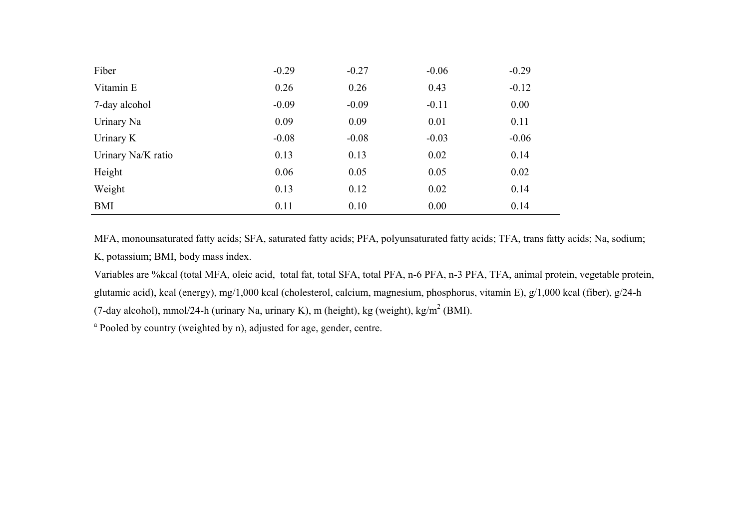| | | | | |
|---|---|---|---|---|
| Fiber | -0.29 | -0.27 | -0.06 | -0.29 |
| Vitamin E | 0.26 | 0.26 | 0.43 | -0.12 |
| 7-day alcohol | -0.09 | -0.09 | -0.11 | 0.00 |
| Urinary Na | 0.09 | 0.09 | 0.01 | 0.11 |
| Urinary K | -0.08 | -0.08 | -0.03 | -0.06 |
| Urinary Na/K ratio | 0.13 | 0.13 | 0.02 | 0.14 |
| Height | 0.06 | 0.05 | 0.05 | 0.02 |
| Weight | 0.13 | 0.12 | 0.02 | 0.14 |
| BMI | 0.11 | 0.10 | 0.00 | 0.14 |

MFA, monounsaturated fatty acids; SFA, saturated fatty acids; PFA, polyunsaturated fatty acids; TFA, trans fatty acids; Na, sodium; K, potassium; BMI, body mass index.

Variables are %kcal (total MFA, oleic acid, total fat, total SFA, total PFA, n-6 PFA, n-3 PFA, TFA, animal protein, vegetable protein, glutamic acid), kcal (energy), mg/1,000 kcal (cholesterol, calcium, magnesium, phosphorus, vitamin E), g/1,000 kcal (fiber), g/24-h (7-day alcohol), mmol/24-h (urinary Na, urinary K), m (height), kg (weight), kg/m$^2$ (BMI).

[a] Pooled by country (weighted by n), adjusted for age, gender, centre.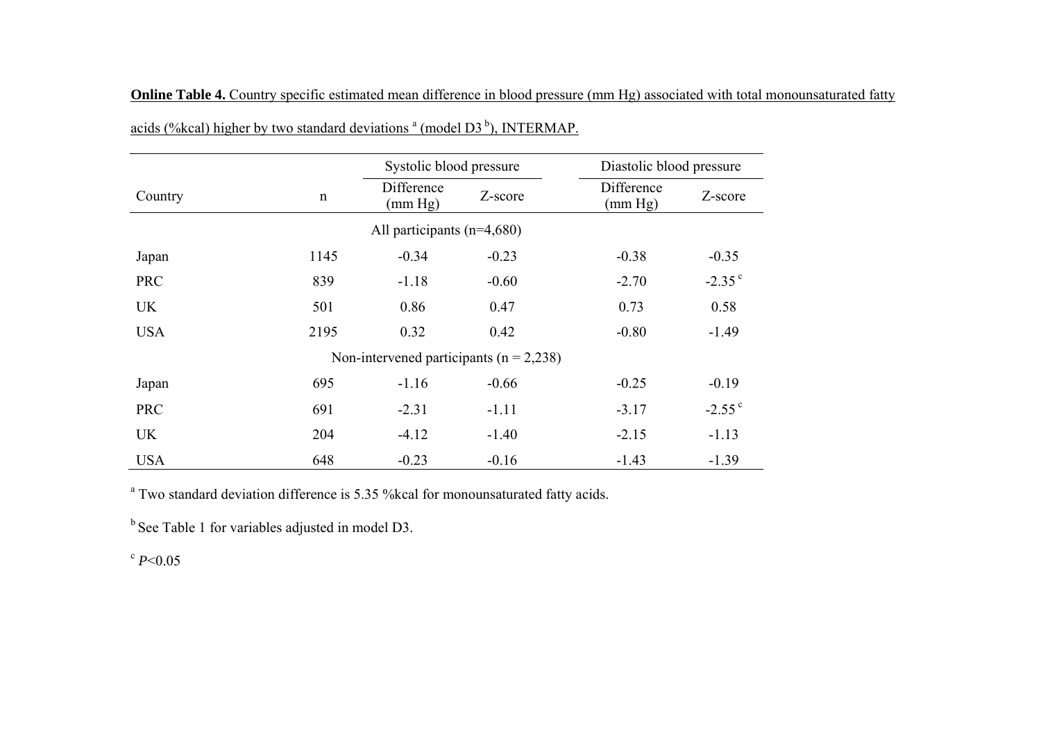**Online Table 4.** Country specific estimated mean difference in blood pressure (mm Hg) associated with total monounsaturated fatty acids (%kcal) higher by two standard deviations [a] (model D3 [b]), INTERMAP.

| | | Systolic blood pressure | | Diastolic blood pressure | |
|---|---|---|---|---|---|
| Country | n | Difference (mm Hg) | Z-score | Difference (mm Hg) | Z-score |
| All participants (n=4,680) | | | | | |
| Japan | 1145 | -0.34 | -0.23 | -0.38 | -0.35 |
| PRC | 839 | -1.18 | -0.60 | -2.70 | -2.35 [c] |
| UK | 501 | 0.86 | 0.47 | 0.73 | 0.58 |
| USA | 2195 | 0.32 | 0.42 | -0.80 | -1.49 |
| Non-intervened participants (n = 2,238) | | | | | |
| Japan | 695 | -1.16 | -0.66 | -0.25 | -0.19 |
| PRC | 691 | -2.31 | -1.11 | -3.17 | -2.55 [c] |
| UK | 204 | -4.12 | -1.40 | -2.15 | -1.13 |
| USA | 648 | -0.23 | -0.16 | -1.43 | -1.39 |

[a] Two standard deviation difference is 5.35 %kcal for monounsaturated fatty acids.

[b] See Table 1 for variables adjusted in model D3.

[c] $P<0.05$